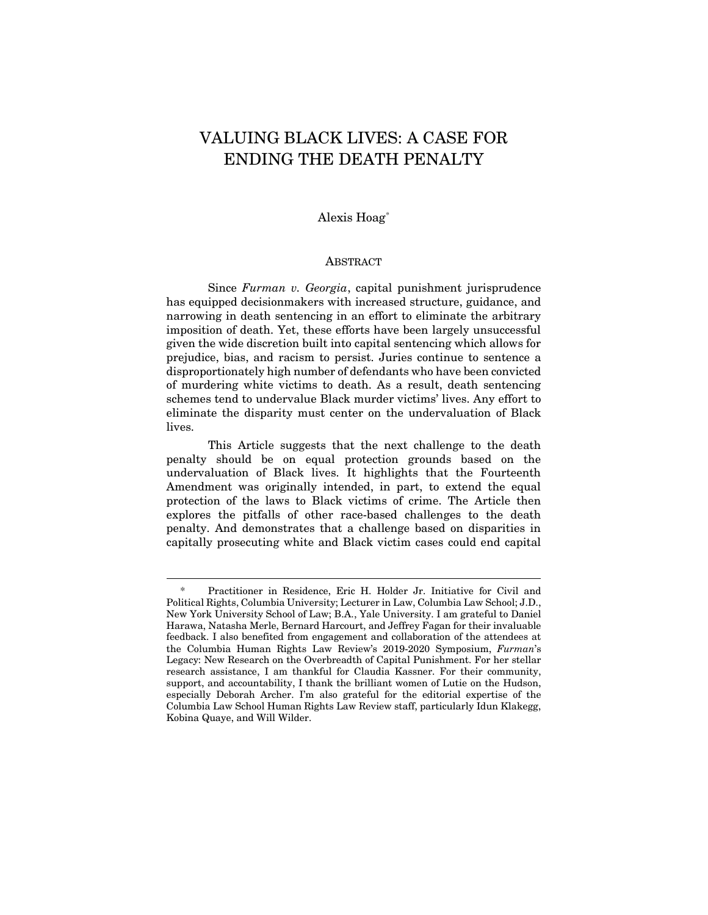# VALUING BLACK LIVES: A CASE FOR ENDING THE DEATH PENALTY

Alexis Hoag*

## ABSTRACT

Since *Furman v. Georgia*, capital punishment jurisprudence has equipped decisionmakers with increased structure, guidance, and narrowing in death sentencing in an effort to eliminate the arbitrary imposition of death. Yet, these efforts have been largely unsuccessful given the wide discretion built into capital sentencing which allows for prejudice, bias, and racism to persist. Juries continue to sentence a disproportionately high number of defendants who have been convicted of murdering white victims to death. As a result, death sentencing schemes tend to undervalue Black murder victims' lives. Any effort to eliminate the disparity must center on the undervaluation of Black lives.

This Article suggests that the next challenge to the death penalty should be on equal protection grounds based on the undervaluation of Black lives. It highlights that the Fourteenth Amendment was originally intended, in part, to extend the equal protection of the laws to Black victims of crime. The Article then explores the pitfalls of other race-based challenges to the death penalty. And demonstrates that a challenge based on disparities in capitally prosecuting white and Black victim cases could end capital

---

\* Practitioner in Residence, Eric H. Holder Jr. Initiative for Civil and Political Rights, Columbia University; Lecturer in Law, Columbia Law School; J.D., New York University School of Law; B.A., Yale University. I am grateful to Daniel Harawa, Natasha Merle, Bernard Harcourt, and Jeffrey Fagan for their invaluable feedback. I also benefited from engagement and collaboration of the attendees at the Columbia Human Rights Law Review's 2019-2020 Symposium, *Furman*'s Legacy: New Research on the Overbreadth of Capital Punishment. For her stellar research assistance, I am thankful for Claudia Kassner. For their community, support, and accountability, I thank the brilliant women of Lutie on the Hudson, especially Deborah Archer. I'm also grateful for the editorial expertise of the Columbia Law School Human Rights Law Review staff, particularly Idun Klakegg, Kobina Quaye, and Will Wilder.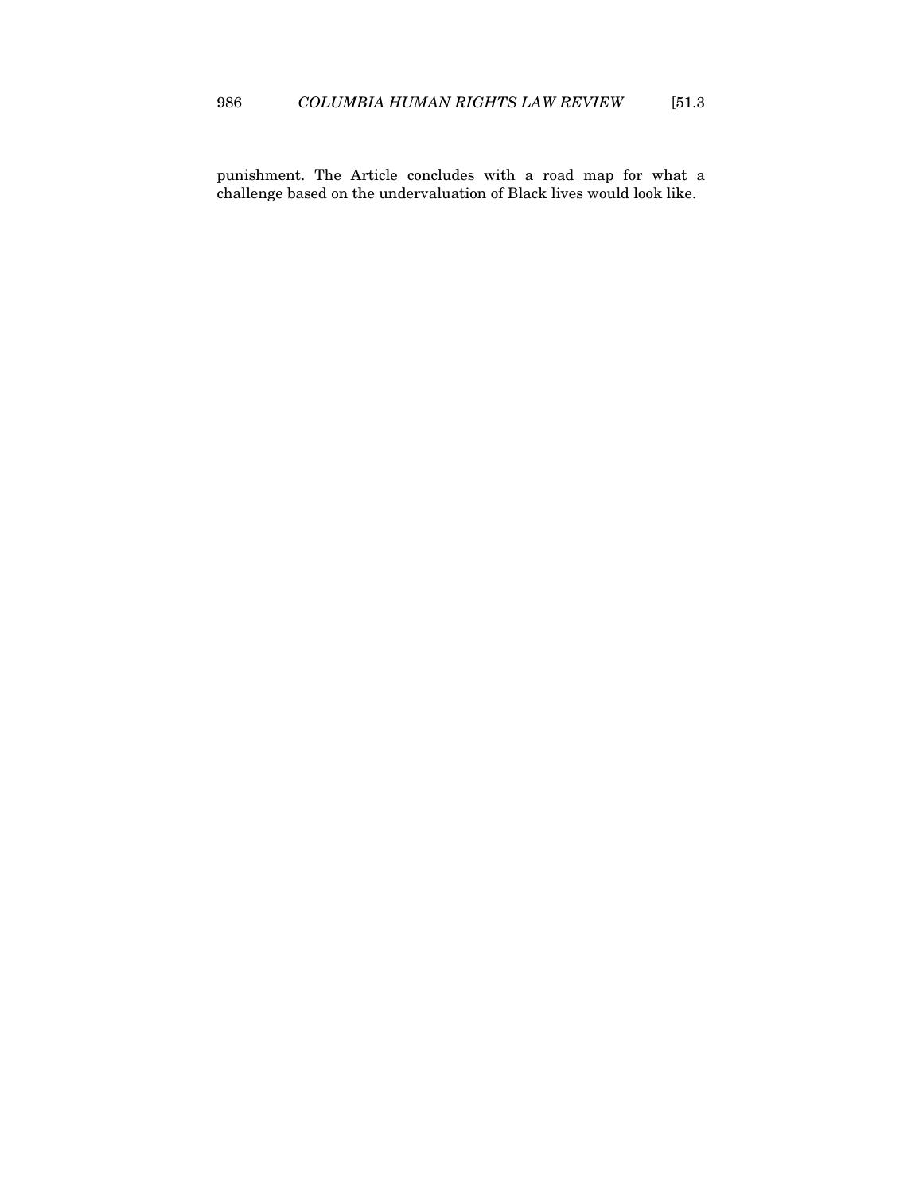punishment. The Article concludes with a road map for what a challenge based on the undervaluation of Black lives would look like.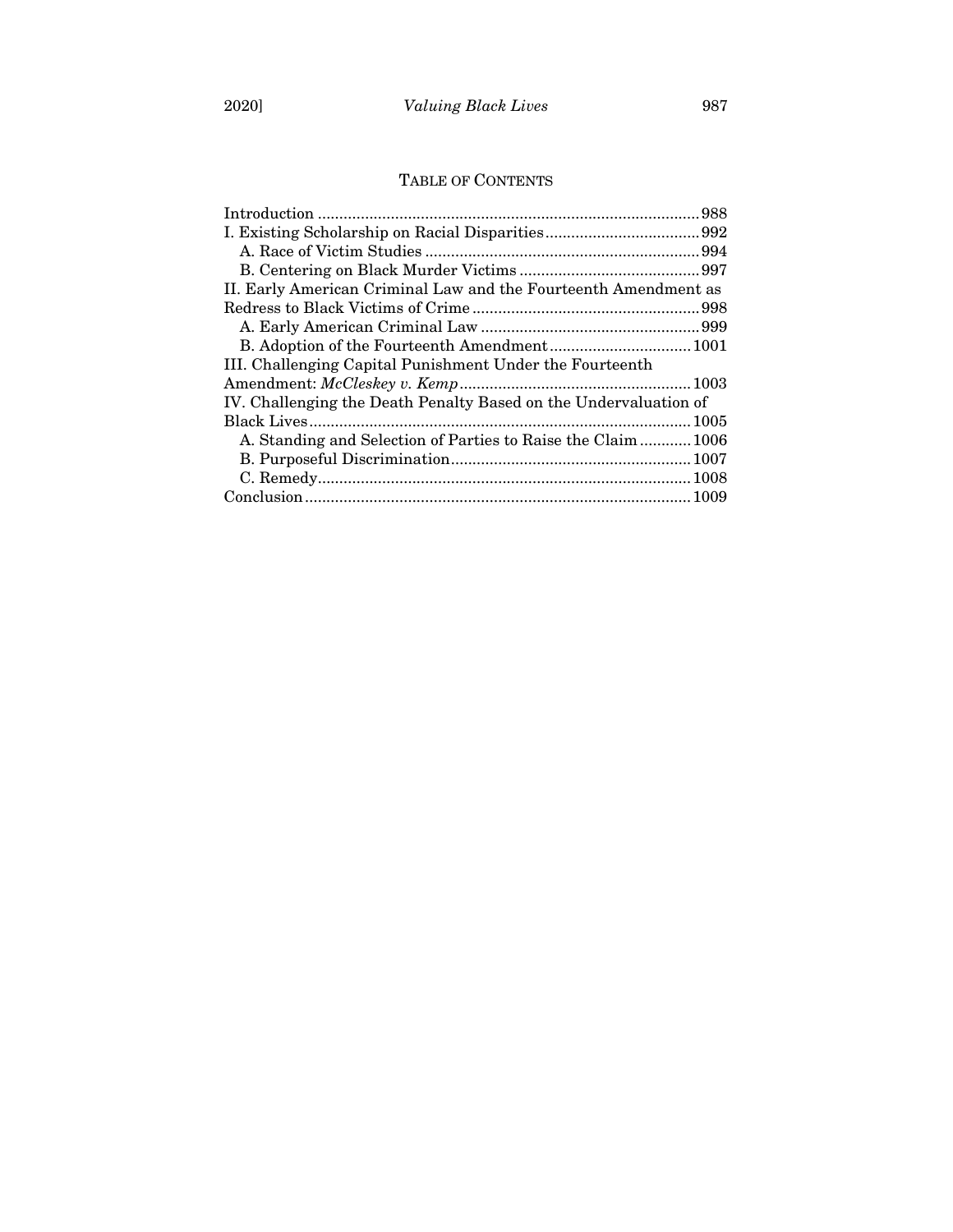## TABLE OF CONTENTS

Introduction ........................................................................................ 988
I. Existing Scholarship on Racial Disparities .................................... 992
   A. Race of Victim Studies ................................................................ 994
   B. Centering on Black Murder Victims .......................................... 997
II. Early American Criminal Law and the Fourteenth Amendment as Redress to Black Victims of Crime ..................................................... 998
   A. Early American Criminal Law ................................................... 999
   B. Adoption of the Fourteenth Amendment ................................. 1001
III. Challenging Capital Punishment Under the Fourteenth Amendment: *McCleskey v. Kemp* ..................................................... 1003
IV. Challenging the Death Penalty Based on the Undervaluation of Black Lives ......................................................................................... 1005
   A. Standing and Selection of Parties to Raise the Claim ............ 1006
   B. Purposeful Discrimination ........................................................ 1007
   C. Remedy ....................................................................................... 1008
Conclusion ......................................................................................... 1009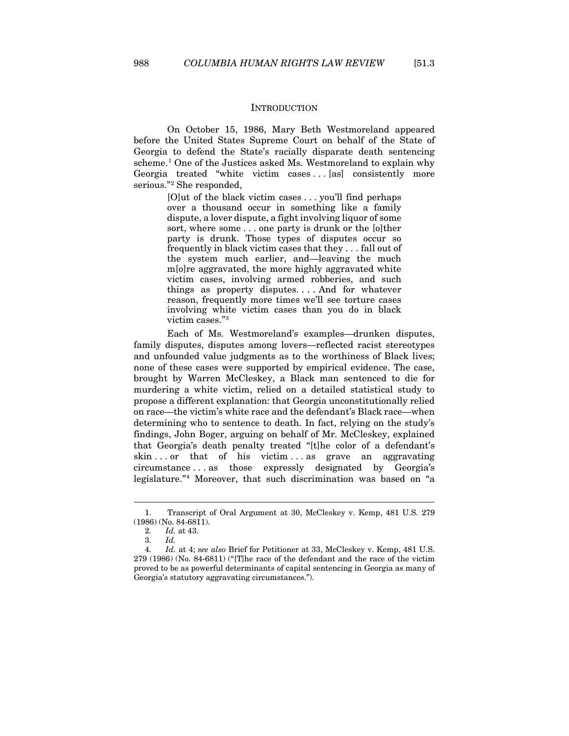## INTRODUCTION

On October 15, 1986, Mary Beth Westmoreland appeared before the United States Supreme Court on behalf of the State of Georgia to defend the State's racially disparate death sentencing scheme.[1] One of the Justices asked Ms. Westmoreland to explain why Georgia treated "white victim cases . . . [as] consistently more serious."[2] She responded,

> [O]ut of the black victim cases . . . you'll find perhaps over a thousand occur in something like a family dispute, a lover dispute, a fight involving liquor of some sort, where some . . . one party is drunk or the [o]ther party is drunk. Those types of disputes occur so frequently in black victim cases that they . . . fall out of the system much earlier, and—leaving the much m[o]re aggravated, the more highly aggravated white victim cases, involving armed robberies, and such things as property disputes. . . . And for whatever reason, frequently more times we'll see torture cases involving white victim cases than you do in black victim cases."[3]

Each of Ms. Westmoreland's examples—drunken disputes, family disputes, disputes among lovers—reflected racist stereotypes and unfounded value judgments as to the worthiness of Black lives; none of these cases were supported by empirical evidence. The case, brought by Warren McCleskey, a Black man sentenced to die for murdering a white victim, relied on a detailed statistical study to propose a different explanation: that Georgia unconstitutionally relied on race—the victim's white race and the defendant's Black race—when determining who to sentence to death. In fact, relying on the study's findings, John Boger, arguing on behalf of Mr. McCleskey, explained that Georgia's death penalty treated "[t]he color of a defendant's skin . . . or that of his victim . . . as grave an aggravating circumstance . . . as those expressly designated by Georgia's legislature."[4] Moreover, that such discrimination was based on "a

---

1. Transcript of Oral Argument at 30, McCleskey v. Kemp, 481 U.S. 279 (1986) (No. 84-6811).

2. *Id.* at 43.

3. *Id.*

4. *Id.* at 4; *see also* Brief for Petitioner at 33, McCleskey v. Kemp, 481 U.S. 279 (1986) (No. 84-6811) ("[T]he race of the defendant and the race of the victim proved to be as powerful determinants of capital sentencing in Georgia as many of Georgia's statutory aggravating circumstances.").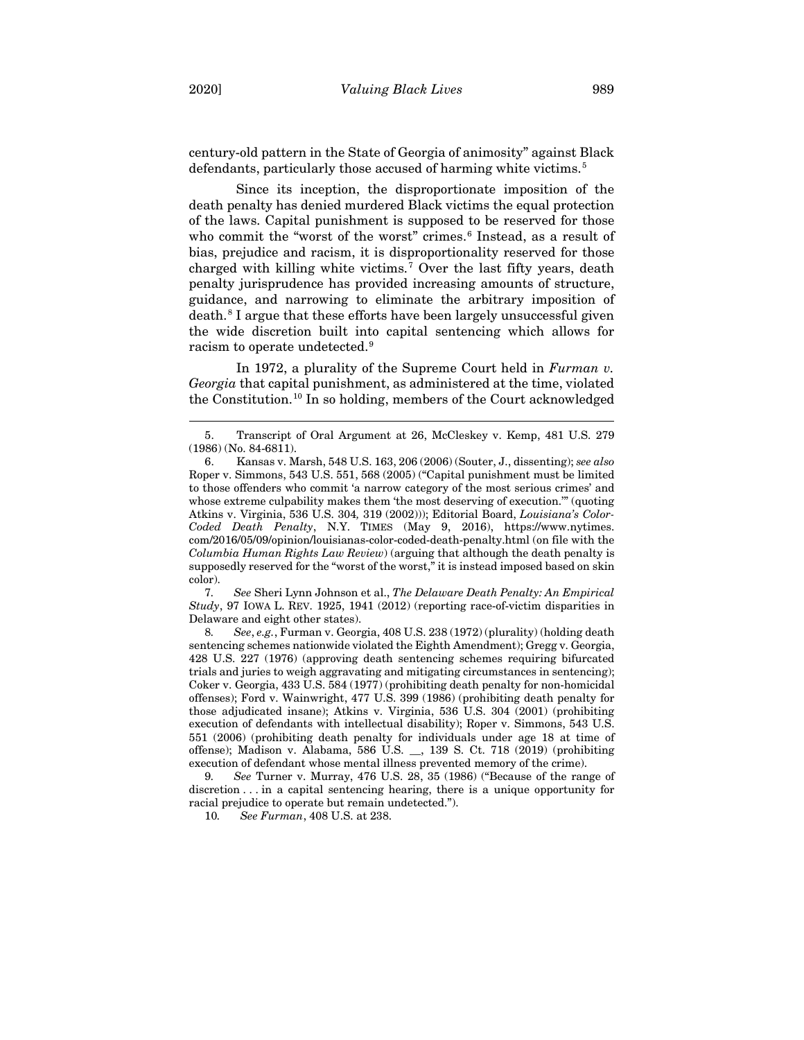century-old pattern in the State of Georgia of animosity" against Black defendants, particularly those accused of harming white victims.[5]

Since its inception, the disproportionate imposition of the death penalty has denied murdered Black victims the equal protection of the laws. Capital punishment is supposed to be reserved for those who commit the "worst of the worst" crimes.[6] Instead, as a result of bias, prejudice and racism, it is disproportionality reserved for those charged with killing white victims.[7] Over the last fifty years, death penalty jurisprudence has provided increasing amounts of structure, guidance, and narrowing to eliminate the arbitrary imposition of death.[8] I argue that these efforts have been largely unsuccessful given the wide discretion built into capital sentencing which allows for racism to operate undetected.[9]

In 1972, a plurality of the Supreme Court held in *Furman v. Georgia* that capital punishment, as administered at the time, violated the Constitution.[10] In so holding, members of the Court acknowledged

---

5. Transcript of Oral Argument at 26, McCleskey v. Kemp, 481 U.S. 279 (1986) (No. 84-6811).

6. Kansas v. Marsh, 548 U.S. 163, 206 (2006) (Souter, J., dissenting); *see also* Roper v. Simmons, 543 U.S. 551, 568 (2005) ("Capital punishment must be limited to those offenders who commit 'a narrow category of the most serious crimes' and whose extreme culpability makes them 'the most deserving of execution.'" (quoting Atkins v. Virginia, 536 U.S. 304*,* 319 (2002))); Editorial Board, *Louisiana's Color-Coded Death Penalty*, N.Y. TIMES (May 9, 2016), https://www.nytimes.com/2016/05/09/opinion/louisianas-color-coded-death-penalty.html (on file with the *Columbia Human Rights Law Review*) (arguing that although the death penalty is supposedly reserved for the "worst of the worst," it is instead imposed based on skin color).

7. *See* Sheri Lynn Johnson et al., *The Delaware Death Penalty: An Empirical Study*, 97 IOWA L. REV. 1925, 1941 (2012) (reporting race-of-victim disparities in Delaware and eight other states).

8. *See*, *e.g.*, Furman v. Georgia, 408 U.S. 238 (1972) (plurality) (holding death sentencing schemes nationwide violated the Eighth Amendment); Gregg v. Georgia, 428 U.S. 227 (1976) (approving death sentencing schemes requiring bifurcated trials and juries to weigh aggravating and mitigating circumstances in sentencing); Coker v. Georgia, 433 U.S. 584 (1977) (prohibiting death penalty for non-homicidal offenses); Ford v. Wainwright, 477 U.S. 399 (1986) (prohibiting death penalty for those adjudicated insane); Atkins v. Virginia, 536 U.S. 304 (2001) (prohibiting execution of defendants with intellectual disability); Roper v. Simmons, 543 U.S. 551 (2006) (prohibiting death penalty for individuals under age 18 at time of offense); Madison v. Alabama, 586 U.S. __, 139 S. Ct. 718 (2019) (prohibiting execution of defendant whose mental illness prevented memory of the crime).

9. *See* Turner v. Murray, 476 U.S. 28, 35 (1986) ("Because of the range of discretion . . . in a capital sentencing hearing, there is a unique opportunity for racial prejudice to operate but remain undetected.").

10. *See Furman*, 408 U.S. at 238.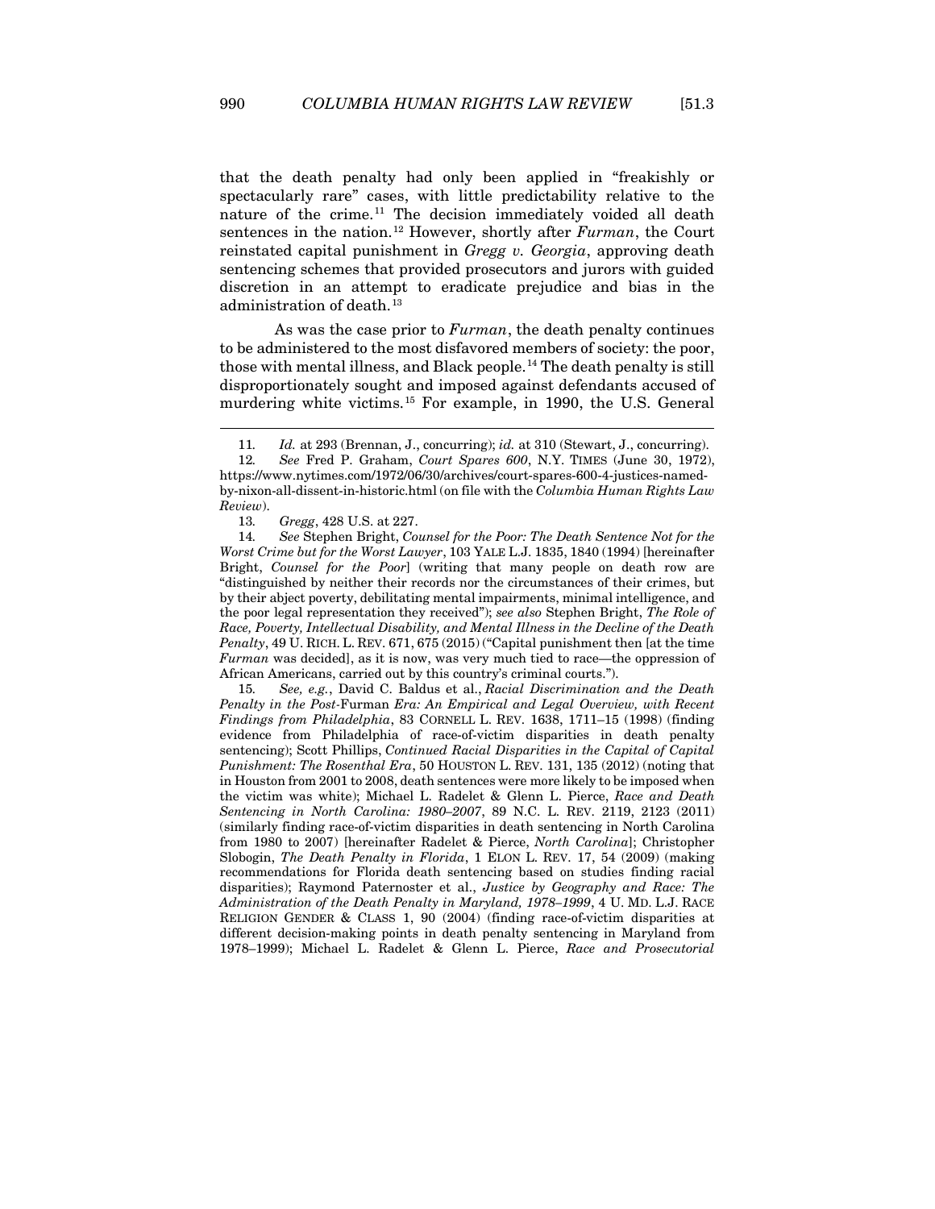that the death penalty had only been applied in "freakishly or spectacularly rare" cases, with little predictability relative to the nature of the crime.[11] The decision immediately voided all death sentences in the nation.[12] However, shortly after *Furman*, the Court reinstated capital punishment in *Gregg v. Georgia*, approving death sentencing schemes that provided prosecutors and jurors with guided discretion in an attempt to eradicate prejudice and bias in the administration of death.[13]

As was the case prior to *Furman*, the death penalty continues to be administered to the most disfavored members of society: the poor, those with mental illness, and Black people.[14] The death penalty is still disproportionately sought and imposed against defendants accused of murdering white victims.[15] For example, in 1990, the U.S. General

---

11. *Id.* at 293 (Brennan, J., concurring); *id.* at 310 (Stewart, J., concurring).

12. *See* Fred P. Graham, *Court Spares 600*, N.Y. TIMES (June 30, 1972), https://www.nytimes.com/1972/06/30/archives/court-spares-600-4-justices-named-by-nixon-all-dissent-in-historic.html (on file with the *Columbia Human Rights Law Review*).

13. *Gregg*, 428 U.S. at 227.

14. *See* Stephen Bright, *Counsel for the Poor: The Death Sentence Not for the Worst Crime but for the Worst Lawyer*, 103 YALE L.J. 1835, 1840 (1994) [hereinafter Bright, *Counsel for the Poor*] (writing that many people on death row are "distinguished by neither their records nor the circumstances of their crimes, but by their abject poverty, debilitating mental impairments, minimal intelligence, and the poor legal representation they received"); *see also* Stephen Bright, *The Role of Race, Poverty, Intellectual Disability, and Mental Illness in the Decline of the Death Penalty*, 49 U. RICH. L. REV. 671, 675 (2015) ("Capital punishment then [at the time *Furman* was decided], as it is now, was very much tied to race—the oppression of African Americans, carried out by this country's criminal courts.").

15. *See, e.g.*, David C. Baldus et al., *Racial Discrimination and the Death Penalty in the Post-*Furman *Era: An Empirical and Legal Overview, with Recent Findings from Philadelphia*, 83 CORNELL L. REV. 1638, 1711–15 (1998) (finding evidence from Philadelphia of race-of-victim disparities in death penalty sentencing); Scott Phillips, *Continued Racial Disparities in the Capital of Capital Punishment: The Rosenthal Era*, 50 HOUSTON L. REV. 131, 135 (2012) (noting that in Houston from 2001 to 2008, death sentences were more likely to be imposed when the victim was white); Michael L. Radelet & Glenn L. Pierce, *Race and Death Sentencing in North Carolina: 1980–2007*, 89 N.C. L. REV. 2119, 2123 (2011) (similarly finding race-of-victim disparities in death sentencing in North Carolina from 1980 to 2007) [hereinafter Radelet & Pierce, *North Carolina*]; Christopher Slobogin, *The Death Penalty in Florida*, 1 ELON L. REV. 17, 54 (2009) (making recommendations for Florida death sentencing based on studies finding racial disparities); Raymond Paternoster et al., *Justice by Geography and Race: The Administration of the Death Penalty in Maryland, 1978–1999*, 4 U. MD. L.J. RACE RELIGION GENDER & CLASS 1, 90 (2004) (finding race-of-victim disparities at different decision-making points in death penalty sentencing in Maryland from 1978–1999); Michael L. Radelet & Glenn L. Pierce, *Race and Prosecutorial*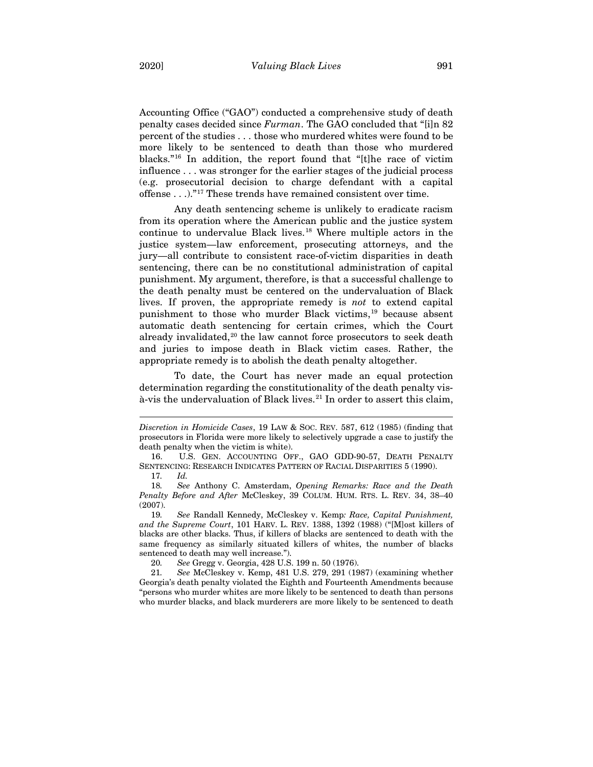Accounting Office ("GAO") conducted a comprehensive study of death penalty cases decided since *Furman*. The GAO concluded that "[i]n 82 percent of the studies . . . those who murdered whites were found to be more likely to be sentenced to death than those who murdered blacks."[16] In addition, the report found that "[t]he race of victim influence . . . was stronger for the earlier stages of the judicial process (e.g. prosecutorial decision to charge defendant with a capital offense . . .)."[17] These trends have remained consistent over time.

Any death sentencing scheme is unlikely to eradicate racism from its operation where the American public and the justice system continue to undervalue Black lives.[18] Where multiple actors in the justice system—law enforcement, prosecuting attorneys, and the jury—all contribute to consistent race-of-victim disparities in death sentencing, there can be no constitutional administration of capital punishment. My argument, therefore, is that a successful challenge to the death penalty must be centered on the undervaluation of Black lives. If proven, the appropriate remedy is *not* to extend capital punishment to those who murder Black victims,[19] because absent automatic death sentencing for certain crimes, which the Court already invalidated,[20] the law cannot force prosecutors to seek death and juries to impose death in Black victim cases. Rather, the appropriate remedy is to abolish the death penalty altogether.

To date, the Court has never made an equal protection determination regarding the constitutionality of the death penalty vis-à-vis the undervaluation of Black lives.[21] In order to assert this claim,

---

*Discretion in Homicide Cases*, 19 LAW & SOC. REV. 587, 612 (1985) (finding that prosecutors in Florida were more likely to selectively upgrade a case to justify the death penalty when the victim is white).

16. U.S. GEN. ACCOUNTING OFF., GAO GDD-90-57, DEATH PENALTY SENTENCING: RESEARCH INDICATES PATTERN OF RACIAL DISPARITIES 5 (1990).

17. *Id.*

18. *See* Anthony C. Amsterdam, *Opening Remarks: Race and the Death Penalty Before and After* McCleskey, 39 COLUM. HUM. RTS. L. REV. 34, 38–40 (2007).

19. *See* Randall Kennedy, McCleskey v. Kemp*: Race, Capital Punishment, and the Supreme Court*, 101 HARV. L. REV. 1388, 1392 (1988) ("[M]ost killers of blacks are other blacks. Thus, if killers of blacks are sentenced to death with the same frequency as similarly situated killers of whites, the number of blacks sentenced to death may well increase.").

20. *See* Gregg v. Georgia, 428 U.S. 199 n. 50 (1976).

21. *See* McCleskey v. Kemp, 481 U.S. 279, 291 (1987) (examining whether Georgia's death penalty violated the Eighth and Fourteenth Amendments because "persons who murder whites are more likely to be sentenced to death than persons who murder blacks, and black murderers are more likely to be sentenced to death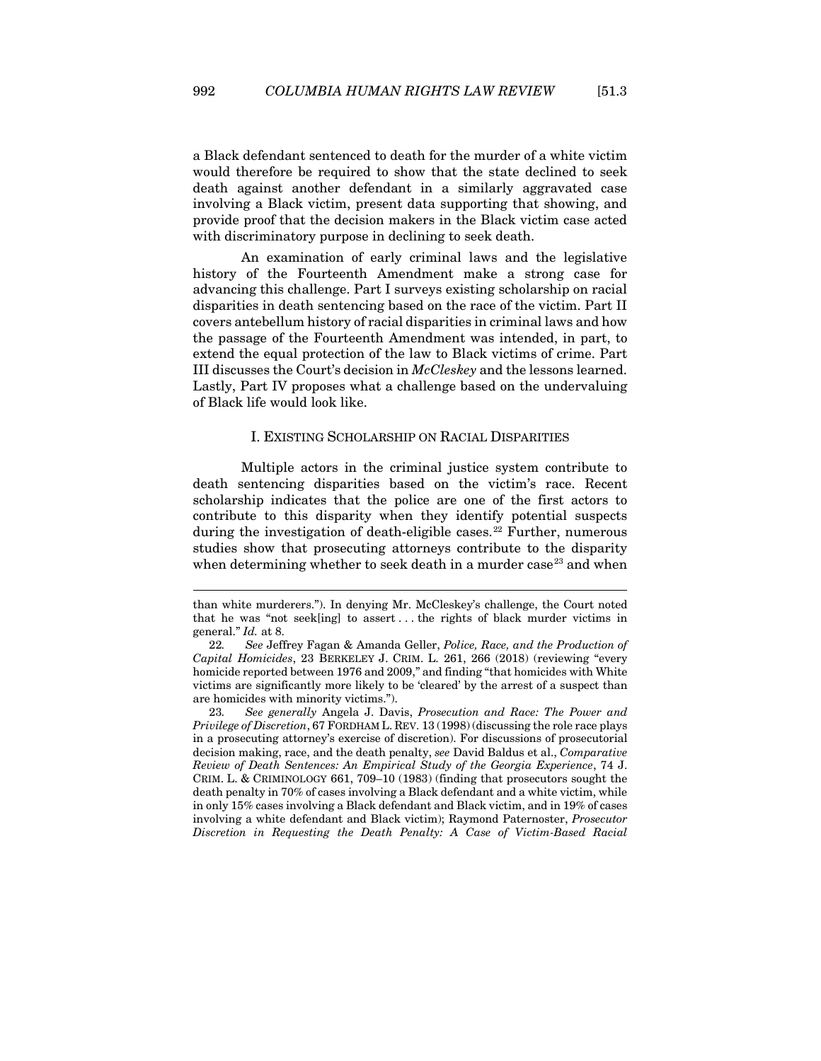a Black defendant sentenced to death for the murder of a white victim would therefore be required to show that the state declined to seek death against another defendant in a similarly aggravated case involving a Black victim, present data supporting that showing, and provide proof that the decision makers in the Black victim case acted with discriminatory purpose in declining to seek death.

An examination of early criminal laws and the legislative history of the Fourteenth Amendment make a strong case for advancing this challenge. Part I surveys existing scholarship on racial disparities in death sentencing based on the race of the victim. Part II covers antebellum history of racial disparities in criminal laws and how the passage of the Fourteenth Amendment was intended, in part, to extend the equal protection of the law to Black victims of crime. Part III discusses the Court's decision in *McCleskey* and the lessons learned. Lastly, Part IV proposes what a challenge based on the undervaluing of Black life would look like.

## I. EXISTING SCHOLARSHIP ON RACIAL DISPARITIES

Multiple actors in the criminal justice system contribute to death sentencing disparities based on the victim's race. Recent scholarship indicates that the police are one of the first actors to contribute to this disparity when they identify potential suspects during the investigation of death-eligible cases.[22] Further, numerous studies show that prosecuting attorneys contribute to the disparity when determining whether to seek death in a murder case[23] and when

---

than white murderers."). In denying Mr. McCleskey's challenge, the Court noted that he was "not seek[ing] to assert . . . the rights of black murder victims in general." *Id.* at 8.

22. *See* Jeffrey Fagan & Amanda Geller, *Police, Race, and the Production of Capital Homicides*, 23 BERKELEY J. CRIM. L. 261, 266 (2018) (reviewing "every homicide reported between 1976 and 2009," and finding "that homicides with White victims are significantly more likely to be 'cleared' by the arrest of a suspect than are homicides with minority victims.").

23. *See generally* Angela J. Davis, *Prosecution and Race: The Power and Privilege of Discretion*, 67 FORDHAM L. REV. 13 (1998) (discussing the role race plays in a prosecuting attorney's exercise of discretion). For discussions of prosecutorial decision making, race, and the death penalty, *see* David Baldus et al., *Comparative Review of Death Sentences: An Empirical Study of the Georgia Experience*, 74 J. CRIM. L. & CRIMINOLOGY 661, 709–10 (1983) (finding that prosecutors sought the death penalty in 70% of cases involving a Black defendant and a white victim, while in only 15% cases involving a Black defendant and Black victim, and in 19% of cases involving a white defendant and Black victim); Raymond Paternoster, *Prosecutor Discretion in Requesting the Death Penalty: A Case of Victim-Based Racial*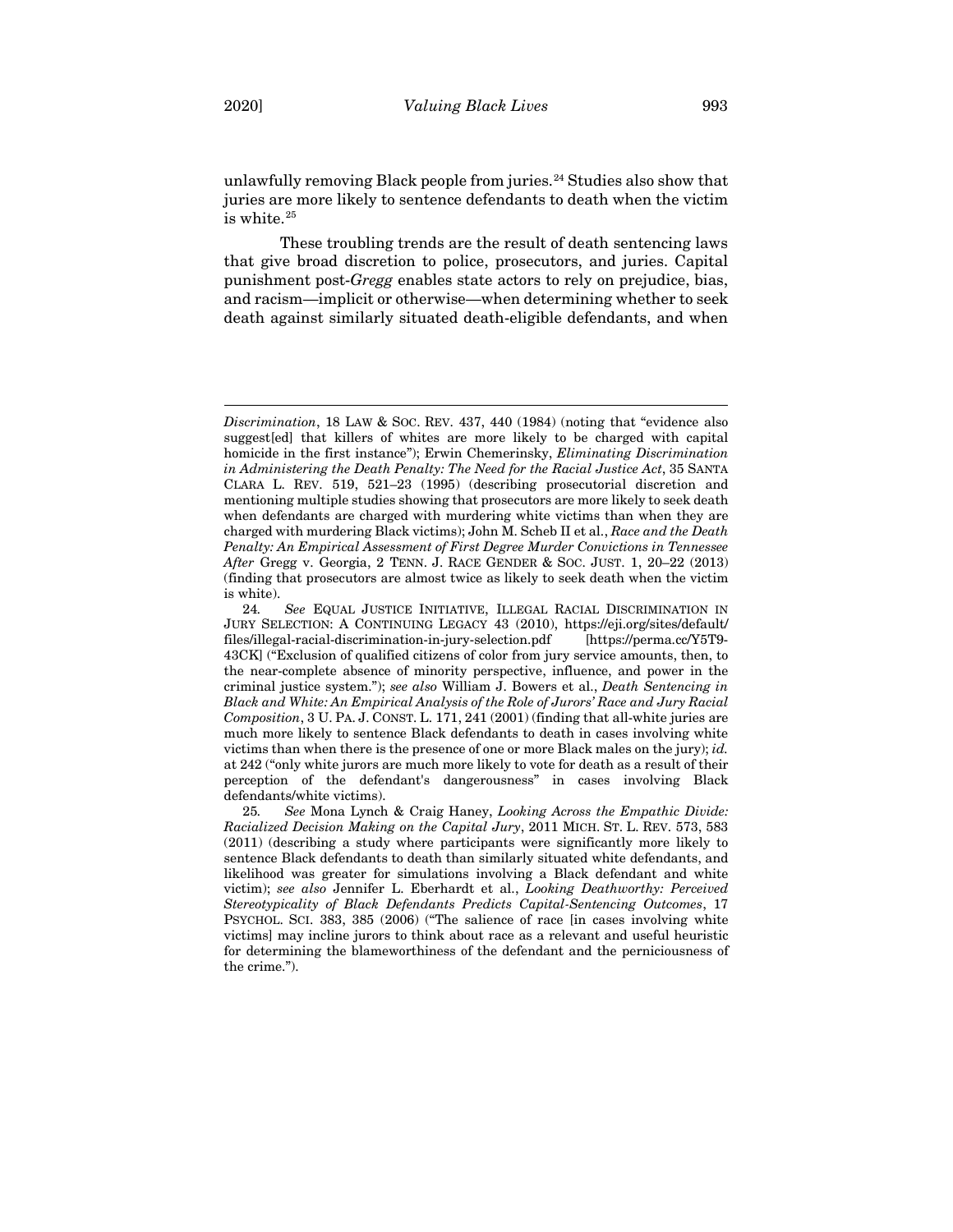unlawfully removing Black people from juries.[24] Studies also show that juries are more likely to sentence defendants to death when the victim is white.[25]

These troubling trends are the result of death sentencing laws that give broad discretion to police, prosecutors, and juries. Capital punishment post-*Gregg* enables state actors to rely on prejudice, bias, and racism—implicit or otherwise—when determining whether to seek death against similarly situated death-eligible defendants, and when

---

*Discrimination*, 18 LAW & SOC. REV. 437, 440 (1984) (noting that "evidence also suggest[ed] that killers of whites are more likely to be charged with capital homicide in the first instance"); Erwin Chemerinsky, *Eliminating Discrimination in Administering the Death Penalty: The Need for the Racial Justice Act*, 35 SANTA CLARA L. REV. 519, 521–23 (1995) (describing prosecutorial discretion and mentioning multiple studies showing that prosecutors are more likely to seek death when defendants are charged with murdering white victims than when they are charged with murdering Black victims); John M. Scheb II et al., *Race and the Death Penalty: An Empirical Assessment of First Degree Murder Convictions in Tennessee After* Gregg v. Georgia, 2 TENN. J. RACE GENDER & SOC. JUST. 1, 20–22 (2013) (finding that prosecutors are almost twice as likely to seek death when the victim is white).

24. *See* EQUAL JUSTICE INITIATIVE, ILLEGAL RACIAL DISCRIMINATION IN JURY SELECTION: A CONTINUING LEGACY 43 (2010), https://eji.org/sites/default/files/illegal-racial-discrimination-in-jury-selection.pdf [https://perma.cc/Y5T9-43CK] ("Exclusion of qualified citizens of color from jury service amounts, then, to the near-complete absence of minority perspective, influence, and power in the criminal justice system."); *see also* William J. Bowers et al., *Death Sentencing in Black and White: An Empirical Analysis of the Role of Jurors' Race and Jury Racial Composition*, 3 U. PA. J. CONST. L. 171, 241 (2001) (finding that all-white juries are much more likely to sentence Black defendants to death in cases involving white victims than when there is the presence of one or more Black males on the jury); *id.* at 242 ("only white jurors are much more likely to vote for death as a result of their perception of the defendant's dangerousness" in cases involving Black defendants/white victims).

25. *See* Mona Lynch & Craig Haney, *Looking Across the Empathic Divide: Racialized Decision Making on the Capital Jury*, 2011 MICH. ST. L. REV. 573, 583 (2011) (describing a study where participants were significantly more likely to sentence Black defendants to death than similarly situated white defendants, and likelihood was greater for simulations involving a Black defendant and white victim); *see also* Jennifer L. Eberhardt et al., *Looking Deathworthy: Perceived Stereotypicality of Black Defendants Predicts Capital-Sentencing Outcomes*, 17 PSYCHOL. SCI. 383, 385 (2006) ("The salience of race [in cases involving white victims] may incline jurors to think about race as a relevant and useful heuristic for determining the blameworthiness of the defendant and the perniciousness of the crime.").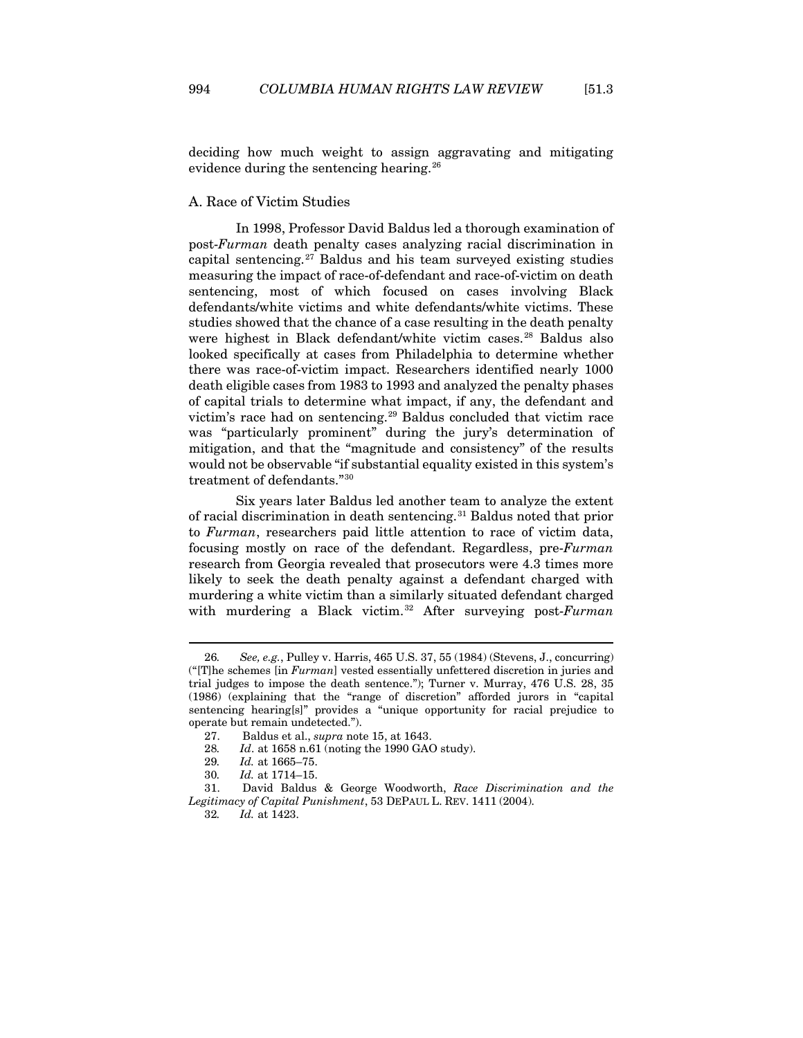deciding how much weight to assign aggravating and mitigating evidence during the sentencing hearing.[26]

### A. Race of Victim Studies

In 1998, Professor David Baldus led a thorough examination of post-*Furman* death penalty cases analyzing racial discrimination in capital sentencing.[27] Baldus and his team surveyed existing studies measuring the impact of race-of-defendant and race-of-victim on death sentencing, most of which focused on cases involving Black defendants/white victims and white defendants/white victims. These studies showed that the chance of a case resulting in the death penalty were highest in Black defendant/white victim cases.[28] Baldus also looked specifically at cases from Philadelphia to determine whether there was race-of-victim impact. Researchers identified nearly 1000 death eligible cases from 1983 to 1993 and analyzed the penalty phases of capital trials to determine what impact, if any, the defendant and victim's race had on sentencing.[29] Baldus concluded that victim race was "particularly prominent" during the jury's determination of mitigation, and that the "magnitude and consistency" of the results would not be observable "if substantial equality existed in this system's treatment of defendants."[30]

Six years later Baldus led another team to analyze the extent of racial discrimination in death sentencing.[31] Baldus noted that prior to *Furman*, researchers paid little attention to race of victim data, focusing mostly on race of the defendant. Regardless, pre-*Furman* research from Georgia revealed that prosecutors were 4.3 times more likely to seek the death penalty against a defendant charged with murdering a white victim than a similarly situated defendant charged with murdering a Black victim.[32] After surveying post-*Furman*

---

26. *See, e.g.*, Pulley v. Harris, 465 U.S. 37, 55 (1984) (Stevens, J., concurring) ("[T]he schemes [in *Furman*] vested essentially unfettered discretion in juries and trial judges to impose the death sentence."); Turner v. Murray, 476 U.S. 28, 35 (1986) (explaining that the "range of discretion" afforded jurors in "capital sentencing hearing[s]" provides a "unique opportunity for racial prejudice to operate but remain undetected.").

27. Baldus et al., *supra* note 15, at 1643.

28. *Id*. at 1658 n.61 (noting the 1990 GAO study).

29. *Id.* at 1665–75.

30. *Id.* at 1714–15.

31. David Baldus & George Woodworth, *Race Discrimination and the Legitimacy of Capital Punishment*, 53 DEPAUL L. REV. 1411 (2004).

32. *Id.* at 1423.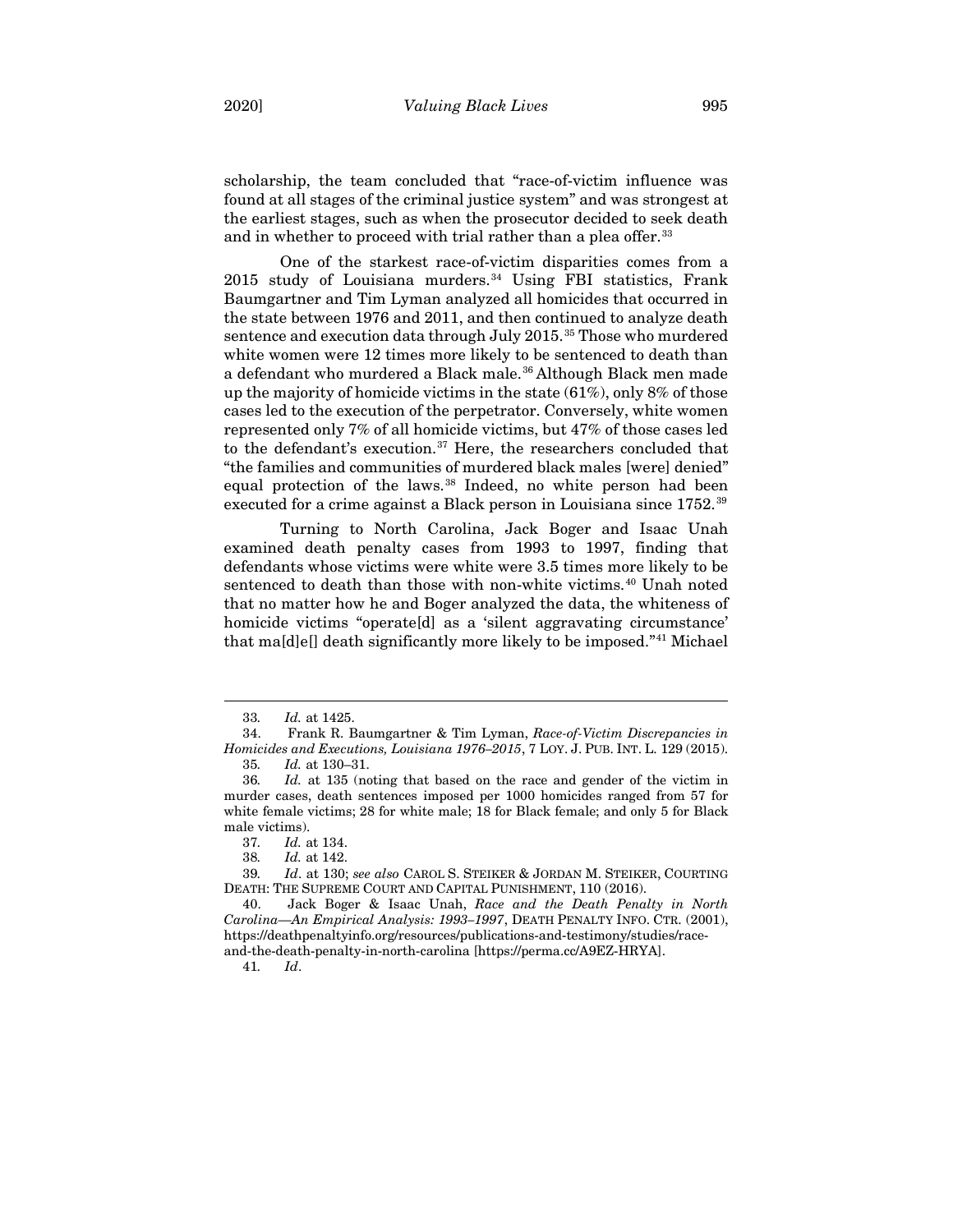scholarship, the team concluded that "race-of-victim influence was found at all stages of the criminal justice system" and was strongest at the earliest stages, such as when the prosecutor decided to seek death and in whether to proceed with trial rather than a plea offer.[33]

One of the starkest race-of-victim disparities comes from a 2015 study of Louisiana murders.[34] Using FBI statistics, Frank Baumgartner and Tim Lyman analyzed all homicides that occurred in the state between 1976 and 2011, and then continued to analyze death sentence and execution data through July 2015.[35] Those who murdered white women were 12 times more likely to be sentenced to death than a defendant who murdered a Black male.[36] Although Black men made up the majority of homicide victims in the state (61%), only 8% of those cases led to the execution of the perpetrator. Conversely, white women represented only 7% of all homicide victims, but 47% of those cases led to the defendant's execution.[37] Here, the researchers concluded that "the families and communities of murdered black males [were] denied" equal protection of the laws.[38] Indeed, no white person had been executed for a crime against a Black person in Louisiana since 1752.[39]

Turning to North Carolina, Jack Boger and Isaac Unah examined death penalty cases from 1993 to 1997, finding that defendants whose victims were white were 3.5 times more likely to be sentenced to death than those with non-white victims.[40] Unah noted that no matter how he and Boger analyzed the data, the whiteness of homicide victims "operate[d] as a 'silent aggravating circumstance' that ma[d]e[] death significantly more likely to be imposed."[41] Michael

---

33. *Id.* at 1425.

34. Frank R. Baumgartner & Tim Lyman, *Race-of-Victim Discrepancies in Homicides and Executions, Louisiana 1976–2015*, 7 LOY. J. PUB. INT. L. 129 (2015).

35. *Id.* at 130–31.

36. *Id.* at 135 (noting that based on the race and gender of the victim in murder cases, death sentences imposed per 1000 homicides ranged from 57 for white female victims; 28 for white male; 18 for Black female; and only 5 for Black male victims).

37. *Id.* at 134.

38. *Id.* at 142.

39. *Id*. at 130; *see also* CAROL S. STEIKER & JORDAN M. STEIKER, COURTING DEATH: THE SUPREME COURT AND CAPITAL PUNISHMENT, 110 (2016).

40. Jack Boger & Isaac Unah, *Race and the Death Penalty in North Carolina—An Empirical Analysis: 1993–1997*, DEATH PENALTY INFO. CTR. (2001), https://deathpenaltyinfo.org/resources/publications-and-testimony/studies/race-and-the-death-penalty-in-north-carolina [https://perma.cc/A9EZ-HRYA].

41. *Id*.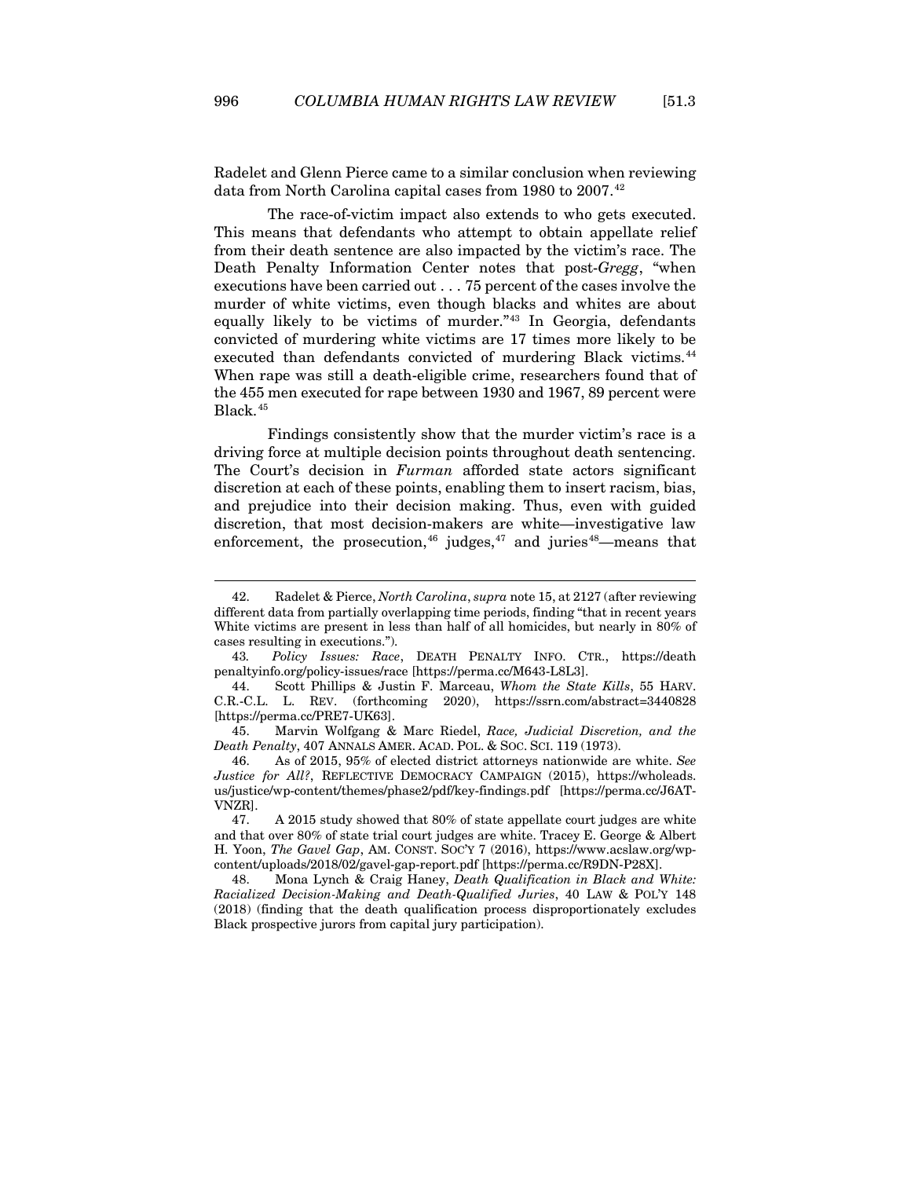Radelet and Glenn Pierce came to a similar conclusion when reviewing data from North Carolina capital cases from 1980 to 2007.[42]

The race-of-victim impact also extends to who gets executed. This means that defendants who attempt to obtain appellate relief from their death sentence are also impacted by the victim's race. The Death Penalty Information Center notes that post-*Gregg*, "when executions have been carried out . . . 75 percent of the cases involve the murder of white victims, even though blacks and whites are about equally likely to be victims of murder."[43] In Georgia, defendants convicted of murdering white victims are 17 times more likely to be executed than defendants convicted of murdering Black victims.[44] When rape was still a death-eligible crime, researchers found that of the 455 men executed for rape between 1930 and 1967, 89 percent were Black.[45]

Findings consistently show that the murder victim's race is a driving force at multiple decision points throughout death sentencing. The Court's decision in *Furman* afforded state actors significant discretion at each of these points, enabling them to insert racism, bias, and prejudice into their decision making. Thus, even with guided discretion, that most decision-makers are white—investigative law enforcement, the prosecution,[46] judges,[47] and juries[48]—means that

---

42. Radelet & Pierce, *North Carolina*, *supra* note 15, at 2127 (after reviewing different data from partially overlapping time periods, finding "that in recent years White victims are present in less than half of all homicides, but nearly in 80% of cases resulting in executions.").

43. *Policy Issues: Race*, DEATH PENALTY INFO. CTR., https://deathpenaltyinfo.org/policy-issues/race [https://perma.cc/M643-L8L3].

44. Scott Phillips & Justin F. Marceau, *Whom the State Kills*, 55 HARV. C.R.-C.L. L. REV. (forthcoming 2020), https://ssrn.com/abstract=3440828 [https://perma.cc/PRE7-UK63].

45. Marvin Wolfgang & Marc Riedel, *Race, Judicial Discretion, and the Death Penalty*, 407 ANNALS AMER. ACAD. POL. & SOC. SCI. 119 (1973).

46. As of 2015, 95% of elected district attorneys nationwide are white. *See Justice for All?*, REFLECTIVE DEMOCRACY CAMPAIGN (2015), https://wholeads.us/justice/wp-content/themes/phase2/pdf/key-findings.pdf [https://perma.cc/J6AT-VNZR].

47. A 2015 study showed that 80% of state appellate court judges are white and that over 80% of state trial court judges are white. Tracey E. George & Albert H. Yoon, *The Gavel Gap*, AM. CONST. SOC'Y 7 (2016), https://www.acslaw.org/wp-content/uploads/2018/02/gavel-gap-report.pdf [https://perma.cc/R9DN-P28X].

48. Mona Lynch & Craig Haney, *Death Qualification in Black and White: Racialized Decision-Making and Death-Qualified Juries*, 40 LAW & POL'Y 148 (2018) (finding that the death qualification process disproportionately excludes Black prospective jurors from capital jury participation).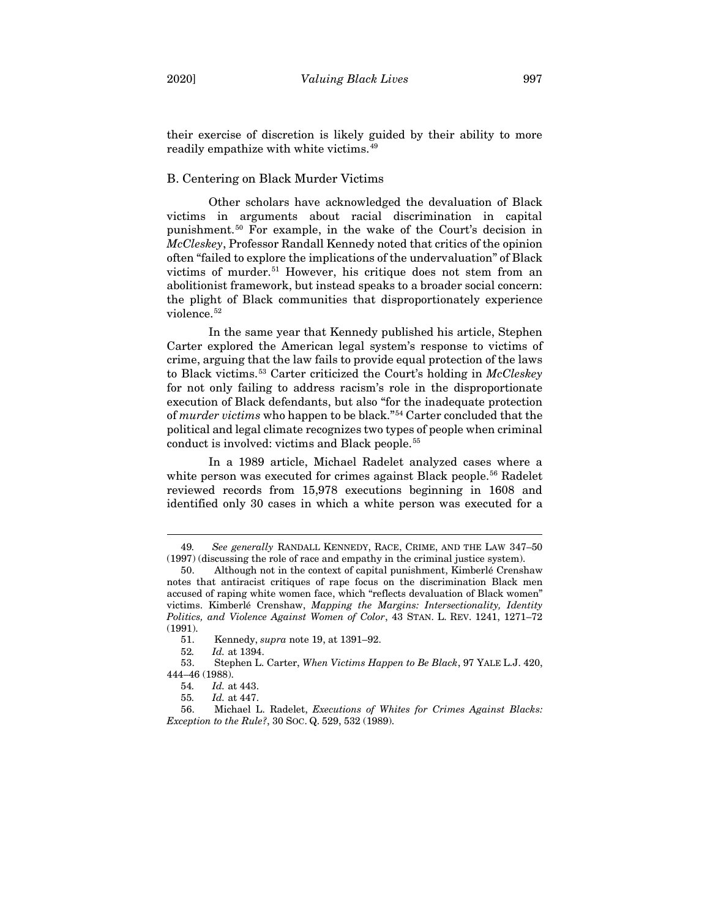their exercise of discretion is likely guided by their ability to more readily empathize with white victims.[49]

### B. Centering on Black Murder Victims

Other scholars have acknowledged the devaluation of Black victims in arguments about racial discrimination in capital punishment.[50] For example, in the wake of the Court's decision in *McCleskey*, Professor Randall Kennedy noted that critics of the opinion often "failed to explore the implications of the undervaluation" of Black victims of murder.[51] However, his critique does not stem from an abolitionist framework, but instead speaks to a broader social concern: the plight of Black communities that disproportionately experience violence.[52]

In the same year that Kennedy published his article, Stephen Carter explored the American legal system's response to victims of crime, arguing that the law fails to provide equal protection of the laws to Black victims.[53] Carter criticized the Court's holding in *McCleskey* for not only failing to address racism's role in the disproportionate execution of Black defendants, but also "for the inadequate protection of *murder victims* who happen to be black."[54] Carter concluded that the political and legal climate recognizes two types of people when criminal conduct is involved: victims and Black people.[55]

In a 1989 article, Michael Radelet analyzed cases where a white person was executed for crimes against Black people.[56] Radelet reviewed records from 15,978 executions beginning in 1608 and identified only 30 cases in which a white person was executed for a

---

49. *See generally* RANDALL KENNEDY, RACE, CRIME, AND THE LAW 347–50 (1997) (discussing the role of race and empathy in the criminal justice system).

50. Although not in the context of capital punishment, Kimberlé Crenshaw notes that antiracist critiques of rape focus on the discrimination Black men accused of raping white women face, which "reflects devaluation of Black women" victims. Kimberlé Crenshaw, *Mapping the Margins: Intersectionality, Identity Politics, and Violence Against Women of Color*, 43 STAN. L. REV. 1241, 1271–72 (1991).

51. Kennedy, *supra* note 19, at 1391–92.

52. *Id.* at 1394.

53. Stephen L. Carter, *When Victims Happen to Be Black*, 97 YALE L.J. 420, 444–46 (1988).

54. *Id.* at 443.

55. *Id.* at 447.

56. Michael L. Radelet, *Executions of Whites for Crimes Against Blacks: Exception to the Rule?*, 30 SOC. Q. 529, 532 (1989).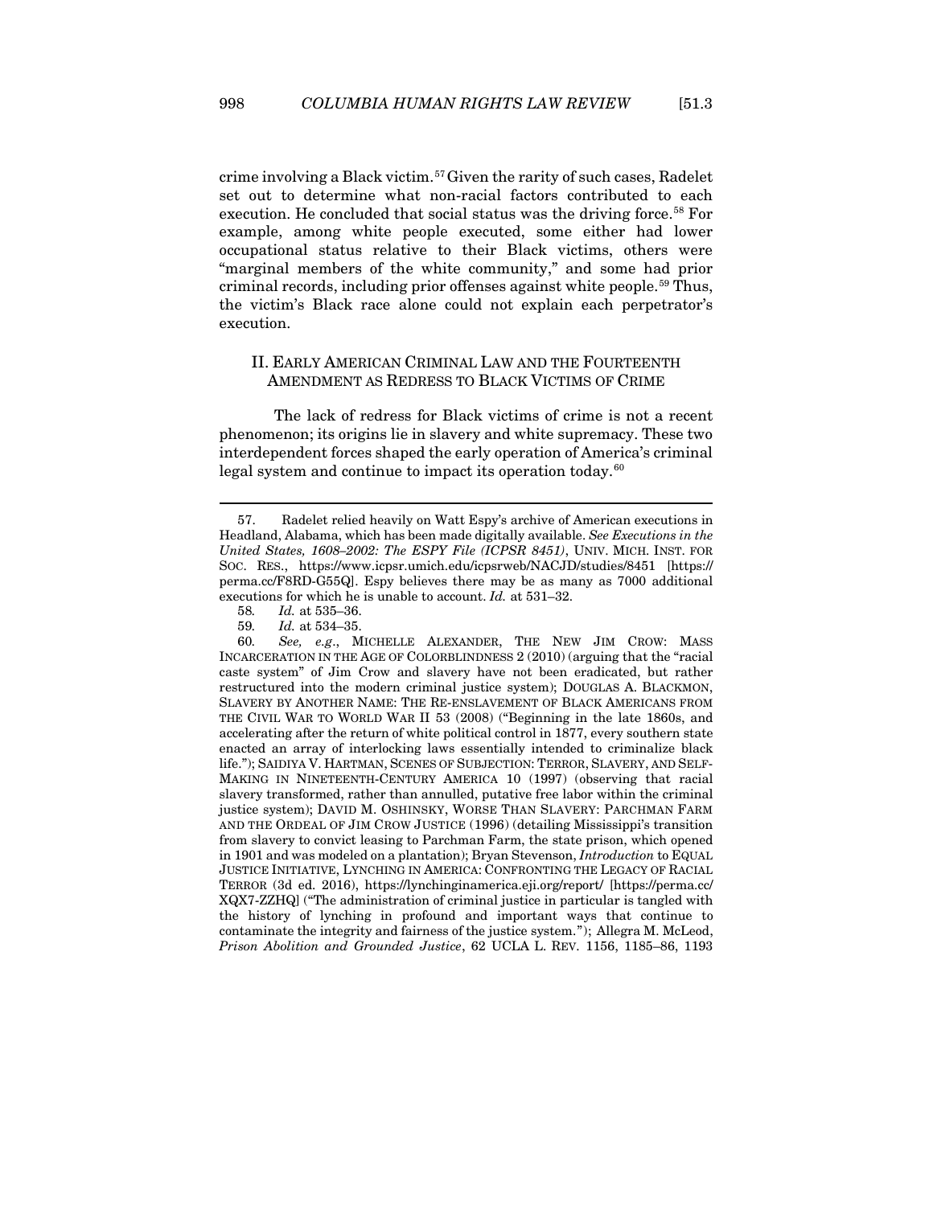crime involving a Black victim.[57] Given the rarity of such cases, Radelet set out to determine what non-racial factors contributed to each execution. He concluded that social status was the driving force.[58] For example, among white people executed, some either had lower occupational status relative to their Black victims, others were "marginal members of the white community," and some had prior criminal records, including prior offenses against white people.[59] Thus, the victim's Black race alone could not explain each perpetrator's execution.

## II. EARLY AMERICAN CRIMINAL LAW AND THE FOURTEENTH AMENDMENT AS REDRESS TO BLACK VICTIMS OF CRIME

The lack of redress for Black victims of crime is not a recent phenomenon; its origins lie in slavery and white supremacy. These two interdependent forces shaped the early operation of America's criminal legal system and continue to impact its operation today.[60]

---

57. Radelet relied heavily on Watt Espy's archive of American executions in Headland, Alabama, which has been made digitally available. *See Executions in the United States, 1608–2002: The ESPY File (ICPSR 8451)*, UNIV. MICH. INST. FOR SOC. RES., https://www.icpsr.umich.edu/icpsrweb/NACJD/studies/8451 [https://perma.cc/F8RD-G55Q]. Espy believes there may be as many as 7000 additional executions for which he is unable to account. *Id.* at 531–32.

58. *Id.* at 535–36.

59. *Id.* at 534–35.

60. *See, e.g.*, MICHELLE ALEXANDER, THE NEW JIM CROW: MASS INCARCERATION IN THE AGE OF COLORBLINDNESS 2 (2010) (arguing that the "racial caste system" of Jim Crow and slavery have not been eradicated, but rather restructured into the modern criminal justice system); DOUGLAS A. BLACKMON, SLAVERY BY ANOTHER NAME: THE RE-ENSLAVEMENT OF BLACK AMERICANS FROM THE CIVIL WAR TO WORLD WAR II 53 (2008) ("Beginning in the late 1860s, and accelerating after the return of white political control in 1877, every southern state enacted an array of interlocking laws essentially intended to criminalize black life."); SAIDIYA V. HARTMAN, SCENES OF SUBJECTION: TERROR, SLAVERY, AND SELF-MAKING IN NINETEENTH-CENTURY AMERICA 10 (1997) (observing that racial slavery transformed, rather than annulled, putative free labor within the criminal justice system); DAVID M. OSHINSKY, WORSE THAN SLAVERY: PARCHMAN FARM AND THE ORDEAL OF JIM CROW JUSTICE (1996) (detailing Mississippi's transition from slavery to convict leasing to Parchman Farm, the state prison, which opened in 1901 and was modeled on a plantation); Bryan Stevenson, *Introduction* to EQUAL JUSTICE INITIATIVE, LYNCHING IN AMERICA: CONFRONTING THE LEGACY OF RACIAL TERROR (3d ed. 2016), https://lynchinginamerica.eji.org/report/ [https://perma.cc/XQX7-ZZHQ] ("The administration of criminal justice in particular is tangled with the history of lynching in profound and important ways that continue to contaminate the integrity and fairness of the justice system."); Allegra M. McLeod, *Prison Abolition and Grounded Justice*, 62 UCLA L. REV. 1156, 1185–86, 1193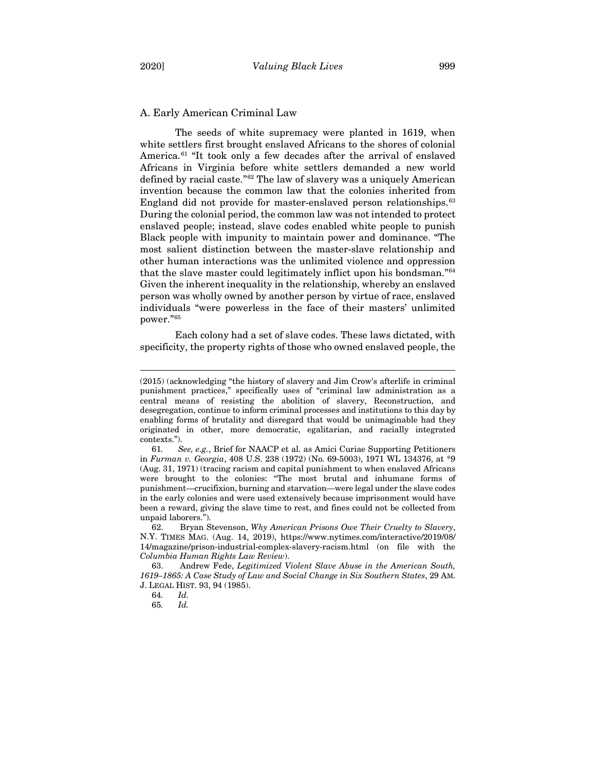## A. Early American Criminal Law

The seeds of white supremacy were planted in 1619, when white settlers first brought enslaved Africans to the shores of colonial America.[61] "It took only a few decades after the arrival of enslaved Africans in Virginia before white settlers demanded a new world defined by racial caste."[62] The law of slavery was a uniquely American invention because the common law that the colonies inherited from England did not provide for master-enslaved person relationships.[63] During the colonial period, the common law was not intended to protect enslaved people; instead, slave codes enabled white people to punish Black people with impunity to maintain power and dominance. "The most salient distinction between the master-slave relationship and other human interactions was the unlimited violence and oppression that the slave master could legitimately inflict upon his bondsman."[64] Given the inherent inequality in the relationship, whereby an enslaved person was wholly owned by another person by virtue of race, enslaved individuals "were powerless in the face of their masters' unlimited power."[65]

Each colony had a set of slave codes. These laws dictated, with specificity, the property rights of those who owned enslaved people, the

---

(2015) (acknowledging "the history of slavery and Jim Crow's afterlife in criminal punishment practices," specifically uses of "criminal law administration as a central means of resisting the abolition of slavery, Reconstruction, and desegregation, continue to inform criminal processes and institutions to this day by enabling forms of brutality and disregard that would be unimaginable had they originated in other, more democratic, egalitarian, and racially integrated contexts.").

61. *See, e.g.*, Brief for NAACP et al. as Amici Curiae Supporting Petitioners in *Furman v. Georgia*, 408 U.S. 238 (1972) (No. 69-5003), 1971 WL 134376, at *9 (Aug. 31, 1971) (tracing racism and capital punishment to when enslaved Africans were brought to the colonies: "The most brutal and inhumane forms of punishment—crucifixion, burning and starvation—were legal under the slave codes in the early colonies and were used extensively because imprisonment would have been a reward, giving the slave time to rest, and fines could not be collected from unpaid laborers.").

62. Bryan Stevenson, *Why American Prisons Owe Their Cruelty to Slavery*, N.Y. TIMES MAG. (Aug. 14, 2019), https://www.nytimes.com/interactive/2019/08/14/magazine/prison-industrial-complex-slavery-racism.html (on file with the *Columbia Human Rights Law Review*).

63. Andrew Fede, *Legitimized Violent Slave Abuse in the American South, 1619–1865: A Case Study of Law and Social Change in Six Southern States*, 29 AM. J. LEGAL HIST. 93, 94 (1985).

64. *Id.*

65. *Id.*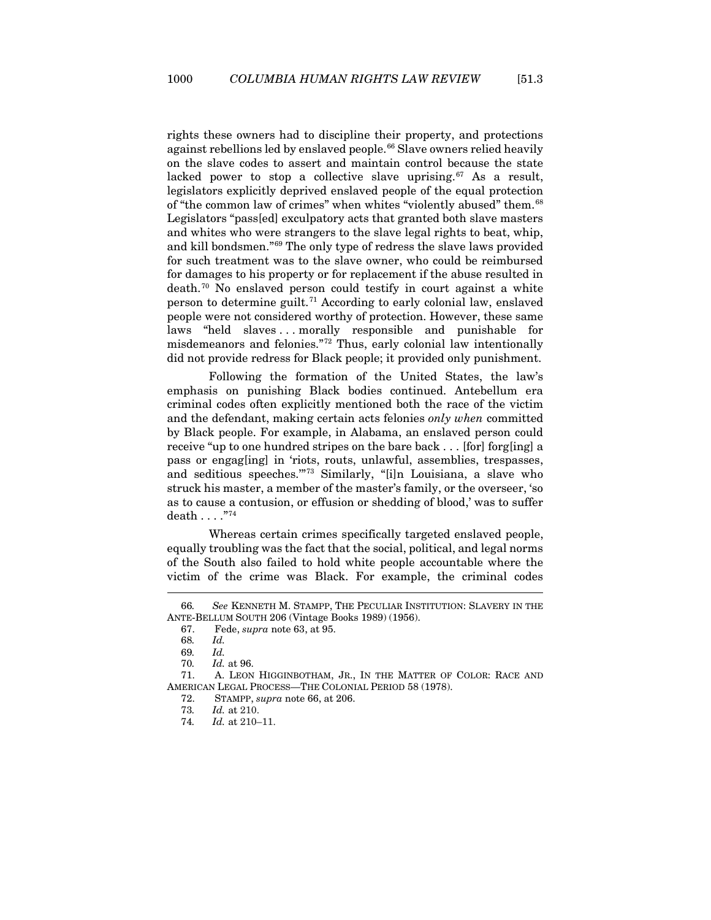rights these owners had to discipline their property, and protections against rebellions led by enslaved people.[66] Slave owners relied heavily on the slave codes to assert and maintain control because the state lacked power to stop a collective slave uprising.[67] As a result, legislators explicitly deprived enslaved people of the equal protection of "the common law of crimes" when whites "violently abused" them.[68] Legislators "pass[ed] exculpatory acts that granted both slave masters and whites who were strangers to the slave legal rights to beat, whip, and kill bondsmen."[69] The only type of redress the slave laws provided for such treatment was to the slave owner, who could be reimbursed for damages to his property or for replacement if the abuse resulted in death.[70] No enslaved person could testify in court against a white person to determine guilt.[71] According to early colonial law, enslaved people were not considered worthy of protection. However, these same laws "held slaves . . . morally responsible and punishable for misdemeanors and felonies."[72] Thus, early colonial law intentionally did not provide redress for Black people; it provided only punishment.

Following the formation of the United States, the law's emphasis on punishing Black bodies continued. Antebellum era criminal codes often explicitly mentioned both the race of the victim and the defendant, making certain acts felonies *only when* committed by Black people. For example, in Alabama, an enslaved person could receive "up to one hundred stripes on the bare back . . . [for] forg[ing] a pass or engag[ing] in 'riots, routs, unlawful, assemblies, trespasses, and seditious speeches.'"[73] Similarly, "[i]n Louisiana, a slave who struck his master, a member of the master's family, or the overseer, 'so as to cause a contusion, or effusion or shedding of blood,' was to suffer death . . . ."[74]

Whereas certain crimes specifically targeted enslaved people, equally troubling was the fact that the social, political, and legal norms of the South also failed to hold white people accountable where the victim of the crime was Black. For example, the criminal codes

---

66. *See* KENNETH M. STAMPP, THE PECULIAR INSTITUTION: SLAVERY IN THE ANTE-BELLUM SOUTH 206 (Vintage Books 1989) (1956).

67. Fede, *supra* note 63, at 95.

68. *Id.*

69. *Id.*

70. *Id.* at 96.

71. A. LEON HIGGINBOTHAM, JR., IN THE MATTER OF COLOR: RACE AND AMERICAN LEGAL PROCESS—THE COLONIAL PERIOD 58 (1978).

72. STAMPP, *supra* note 66, at 206.

73. *Id.* at 210.

74. *Id.* at 210–11.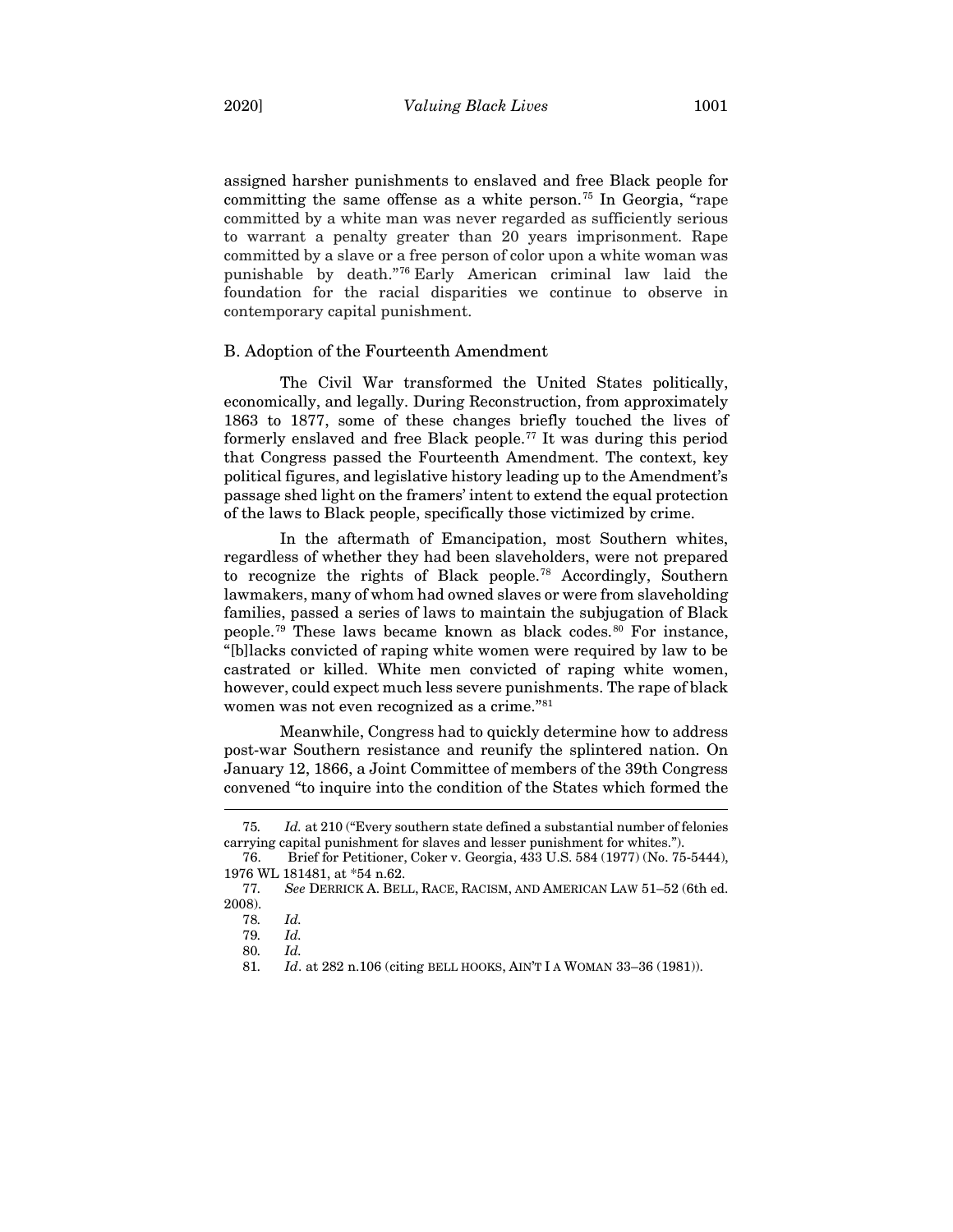assigned harsher punishments to enslaved and free Black people for committing the same offense as a white person.[75] In Georgia, "rape committed by a white man was never regarded as sufficiently serious to warrant a penalty greater than 20 years imprisonment. Rape committed by a slave or a free person of color upon a white woman was punishable by death."[76] Early American criminal law laid the foundation for the racial disparities we continue to observe in contemporary capital punishment.

## B. Adoption of the Fourteenth Amendment

The Civil War transformed the United States politically, economically, and legally. During Reconstruction, from approximately 1863 to 1877, some of these changes briefly touched the lives of formerly enslaved and free Black people.[77] It was during this period that Congress passed the Fourteenth Amendment. The context, key political figures, and legislative history leading up to the Amendment's passage shed light on the framers' intent to extend the equal protection of the laws to Black people, specifically those victimized by crime.

In the aftermath of Emancipation, most Southern whites, regardless of whether they had been slaveholders, were not prepared to recognize the rights of Black people.[78] Accordingly, Southern lawmakers, many of whom had owned slaves or were from slaveholding families, passed a series of laws to maintain the subjugation of Black people.[79] These laws became known as black codes.[80] For instance, "[b]lacks convicted of raping white women were required by law to be castrated or killed. White men convicted of raping white women, however, could expect much less severe punishments. The rape of black women was not even recognized as a crime."[81]

Meanwhile, Congress had to quickly determine how to address post-war Southern resistance and reunify the splintered nation. On January 12, 1866, a Joint Committee of members of the 39th Congress convened "to inquire into the condition of the States which formed the

---

75. *Id.* at 210 ("Every southern state defined a substantial number of felonies carrying capital punishment for slaves and lesser punishment for whites.").

76. Brief for Petitioner, Coker v. Georgia, 433 U.S. 584 (1977) (No. 75-5444), 1976 WL 181481, at *54 n.62.

77. *See* DERRICK A. BELL, RACE, RACISM, AND AMERICAN LAW 51–52 (6th ed. 2008).

78. *Id.*

79. *Id.*

80. *Id.*

81. *Id*. at 282 n.106 (citing BELL HOOKS, AIN'T I A WOMAN 33–36 (1981)).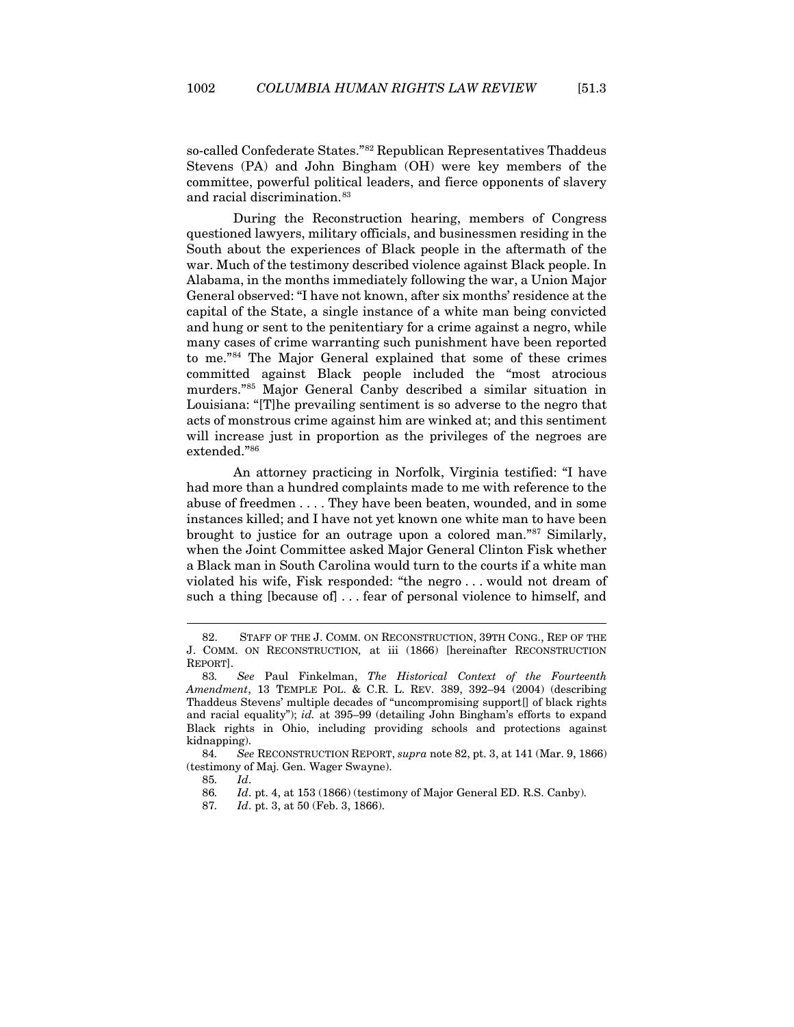so-called Confederate States."[82] Republican Representatives Thaddeus Stevens (PA) and John Bingham (OH) were key members of the committee, powerful political leaders, and fierce opponents of slavery and racial discrimination.[83]

During the Reconstruction hearing, members of Congress questioned lawyers, military officials, and businessmen residing in the South about the experiences of Black people in the aftermath of the war. Much of the testimony described violence against Black people. In Alabama, in the months immediately following the war, a Union Major General observed: "I have not known, after six months' residence at the capital of the State, a single instance of a white man being convicted and hung or sent to the penitentiary for a crime against a negro, while many cases of crime warranting such punishment have been reported to me."[84] The Major General explained that some of these crimes committed against Black people included the "most atrocious murders."[85] Major General Canby described a similar situation in Louisiana: "[T]he prevailing sentiment is so adverse to the negro that acts of monstrous crime against him are winked at; and this sentiment will increase just in proportion as the privileges of the negroes are extended."[86]

An attorney practicing in Norfolk, Virginia testified: "I have had more than a hundred complaints made to me with reference to the abuse of freedmen . . . . They have been beaten, wounded, and in some instances killed; and I have not yet known one white man to have been brought to justice for an outrage upon a colored man."[87] Similarly, when the Joint Committee asked Major General Clinton Fisk whether a Black man in South Carolina would turn to the courts if a white man violated his wife, Fisk responded: "the negro . . . would not dream of such a thing [because of] . . . fear of personal violence to himself, and

---

82. STAFF OF THE J. COMM. ON RECONSTRUCTION, 39TH CONG., REP OF THE J. COMM. ON RECONSTRUCTION, at iii (1866) [hereinafter RECONSTRUCTION REPORT].

83. *See* Paul Finkelman, *The Historical Context of the Fourteenth Amendment*, 13 TEMPLE POL. & C.R. L. REV. 389, 392–94 (2004) (describing Thaddeus Stevens' multiple decades of "uncompromising support[] of black rights and racial equality"); *id.* at 395–99 (detailing John Bingham's efforts to expand Black rights in Ohio, including providing schools and protections against kidnapping).

84. *See* RECONSTRUCTION REPORT, *supra* note 82, pt. 3, at 141 (Mar. 9, 1866) (testimony of Maj. Gen. Wager Swayne).

85. *Id*.

86. *Id*. pt. 4, at 153 (1866) (testimony of Major General ED. R.S. Canby).

87. *Id*. pt. 3, at 50 (Feb. 3, 1866).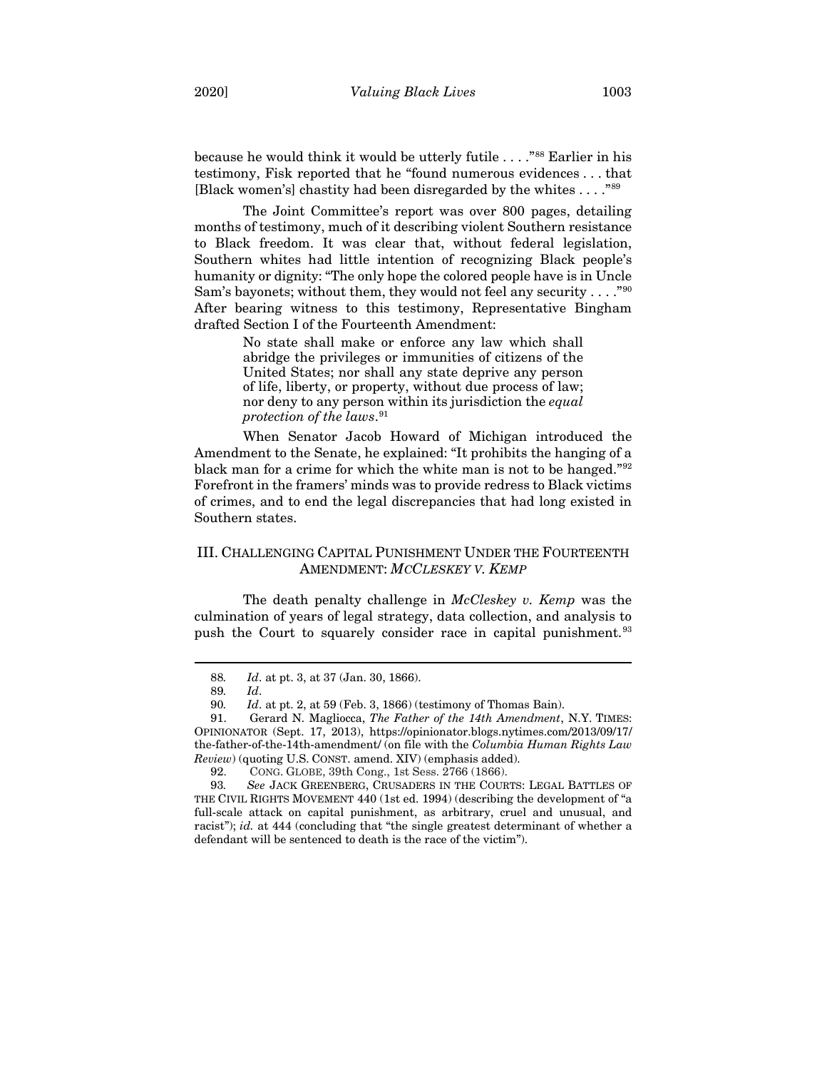because he would think it would be utterly futile . . . ."[88] Earlier in his testimony, Fisk reported that he "found numerous evidences . . . that [Black women's] chastity had been disregarded by the whites . . . ."[89]

The Joint Committee's report was over 800 pages, detailing months of testimony, much of it describing violent Southern resistance to Black freedom. It was clear that, without federal legislation, Southern whites had little intention of recognizing Black people's humanity or dignity: "The only hope the colored people have is in Uncle Sam's bayonets; without them, they would not feel any security . . . ."[90] After bearing witness to this testimony, Representative Bingham drafted Section I of the Fourteenth Amendment:

> No state shall make or enforce any law which shall abridge the privileges or immunities of citizens of the United States; nor shall any state deprive any person of life, liberty, or property, without due process of law; nor deny to any person within its jurisdiction the *equal protection of the laws*.[91]

When Senator Jacob Howard of Michigan introduced the Amendment to the Senate, he explained: "It prohibits the hanging of a black man for a crime for which the white man is not to be hanged."[92] Forefront in the framers' minds was to provide redress to Black victims of crimes, and to end the legal discrepancies that had long existed in Southern states.

## III. CHALLENGING CAPITAL PUNISHMENT UNDER THE FOURTEENTH AMENDMENT: *MCCLESKEY V. KEMP*

The death penalty challenge in *McCleskey v. Kemp* was the culmination of years of legal strategy, data collection, and analysis to push the Court to squarely consider race in capital punishment.[93]

---

88. *Id*. at pt. 3, at 37 (Jan. 30, 1866).

89. *Id*.

90. *Id*. at pt. 2, at 59 (Feb. 3, 1866) (testimony of Thomas Bain).

91. Gerard N. Magliocca, *The Father of the 14th Amendment*, N.Y. TIMES: OPINIONATOR (Sept. 17, 2013), https://opinionator.blogs.nytimes.com/2013/09/17/the-father-of-the-14th-amendment/ (on file with the *Columbia Human Rights Law Review*) (quoting U.S. CONST. amend. XIV) (emphasis added).

92. CONG. GLOBE, 39th Cong., 1st Sess. 2766 (1866).

93. *See* JACK GREENBERG, CRUSADERS IN THE COURTS: LEGAL BATTLES OF THE CIVIL RIGHTS MOVEMENT 440 (1st ed. 1994) (describing the development of "a full-scale attack on capital punishment, as arbitrary, cruel and unusual, and racist"); *id.* at 444 (concluding that "the single greatest determinant of whether a defendant will be sentenced to death is the race of the victim").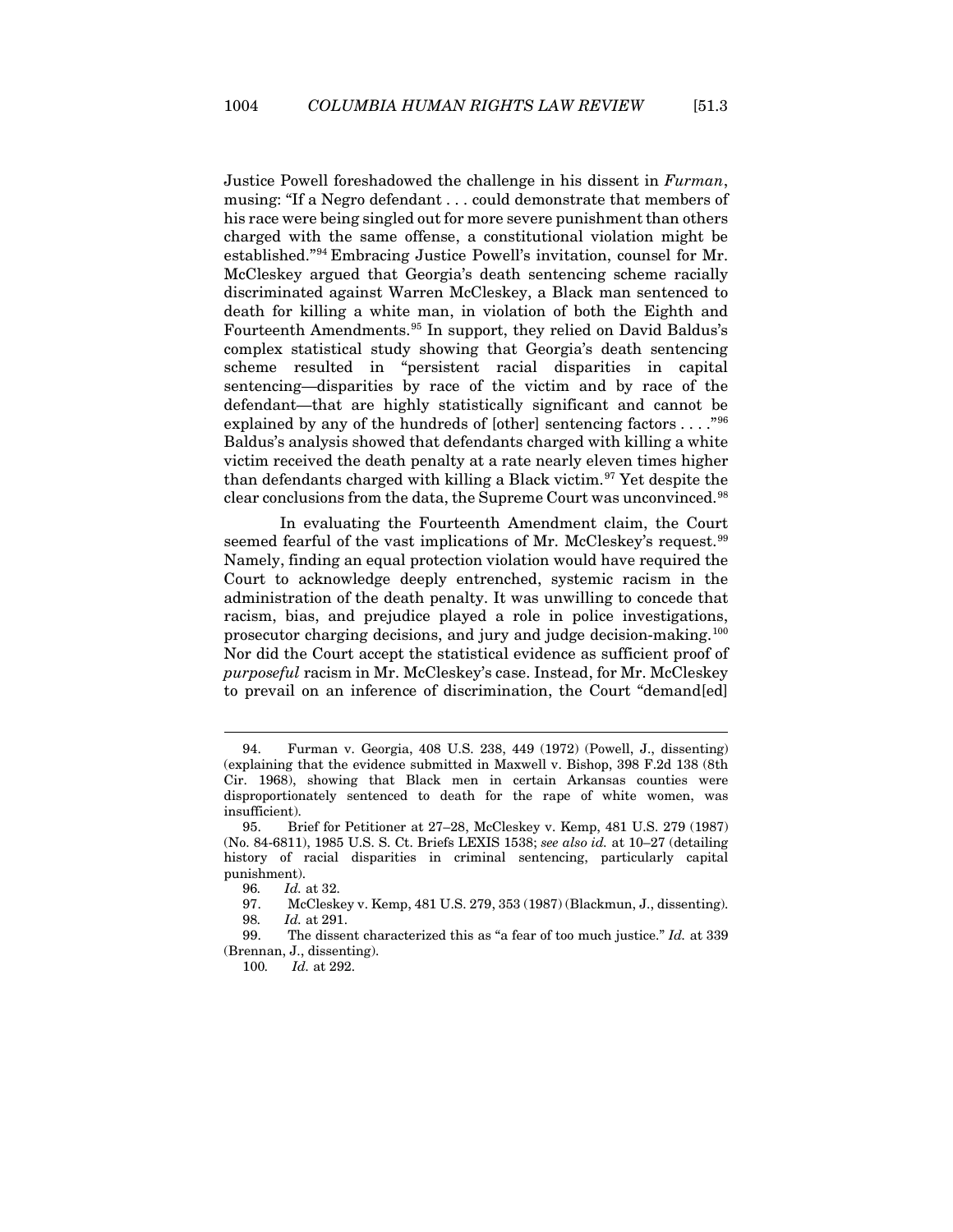Justice Powell foreshadowed the challenge in his dissent in *Furman*, musing: "If a Negro defendant . . . could demonstrate that members of his race were being singled out for more severe punishment than others charged with the same offense, a constitutional violation might be established."[94] Embracing Justice Powell's invitation, counsel for Mr. McCleskey argued that Georgia's death sentencing scheme racially discriminated against Warren McCleskey, a Black man sentenced to death for killing a white man, in violation of both the Eighth and Fourteenth Amendments.[95] In support, they relied on David Baldus's complex statistical study showing that Georgia's death sentencing scheme resulted in "persistent racial disparities in capital sentencing—disparities by race of the victim and by race of the defendant—that are highly statistically significant and cannot be explained by any of the hundreds of [other] sentencing factors . . . ."[96] Baldus's analysis showed that defendants charged with killing a white victim received the death penalty at a rate nearly eleven times higher than defendants charged with killing a Black victim.[97] Yet despite the clear conclusions from the data, the Supreme Court was unconvinced.[98]

In evaluating the Fourteenth Amendment claim, the Court seemed fearful of the vast implications of Mr. McCleskey's request.[99] Namely, finding an equal protection violation would have required the Court to acknowledge deeply entrenched, systemic racism in the administration of the death penalty. It was unwilling to concede that racism, bias, and prejudice played a role in police investigations, prosecutor charging decisions, and jury and judge decision-making.[100] Nor did the Court accept the statistical evidence as sufficient proof of *purposeful* racism in Mr. McCleskey's case. Instead, for Mr. McCleskey to prevail on an inference of discrimination, the Court "demand[ed]

---

94. Furman v. Georgia, 408 U.S. 238, 449 (1972) (Powell, J., dissenting) (explaining that the evidence submitted in Maxwell v. Bishop, 398 F.2d 138 (8th Cir. 1968), showing that Black men in certain Arkansas counties were disproportionately sentenced to death for the rape of white women, was insufficient).

95. Brief for Petitioner at 27–28, McCleskey v. Kemp, 481 U.S. 279 (1987) (No. 84-6811), 1985 U.S. S. Ct. Briefs LEXIS 1538; *see also id.* at 10–27 (detailing history of racial disparities in criminal sentencing, particularly capital punishment).

96. *Id.* at 32.

97. McCleskey v. Kemp, 481 U.S. 279, 353 (1987) (Blackmun, J., dissenting).

98. *Id.* at 291.

99. The dissent characterized this as "a fear of too much justice." *Id.* at 339 (Brennan, J., dissenting).

100. *Id.* at 292.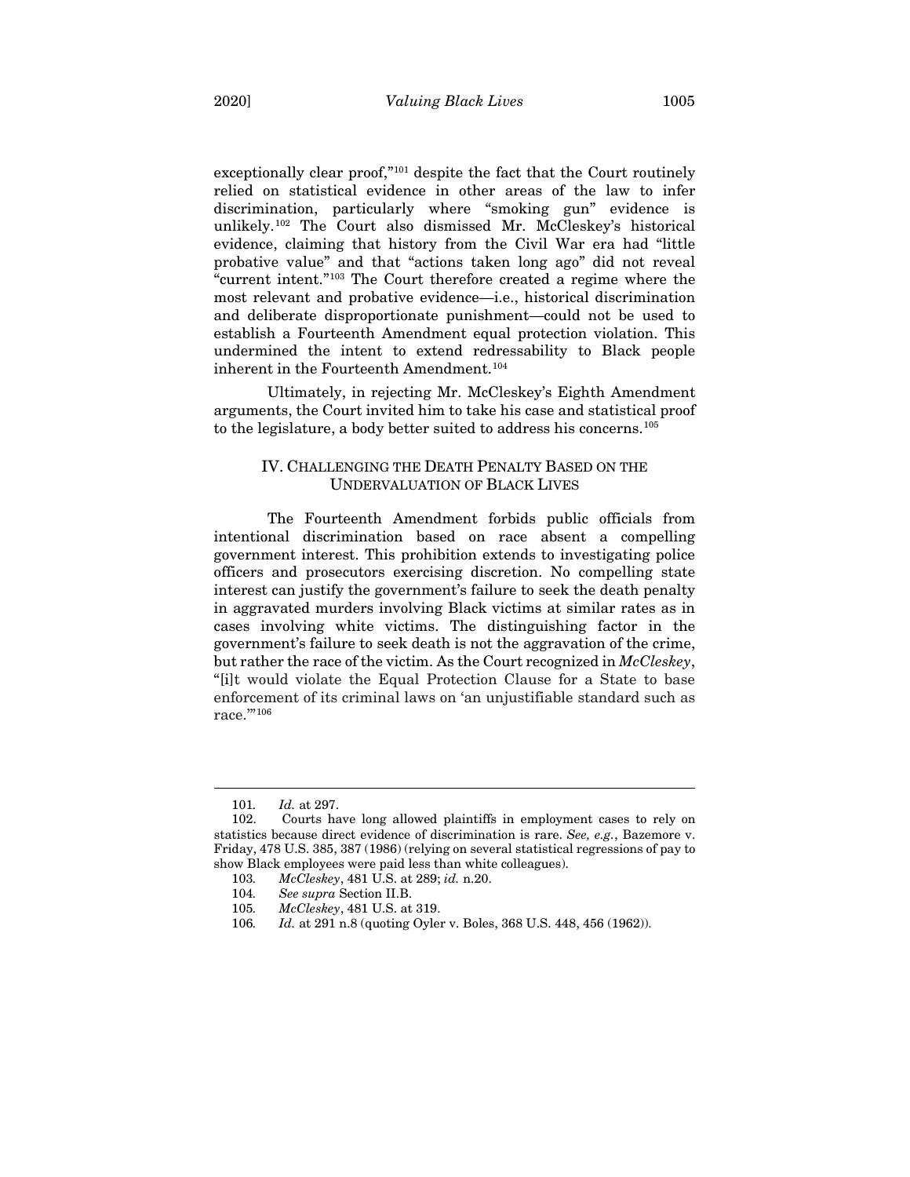exceptionally clear proof,"[101] despite the fact that the Court routinely relied on statistical evidence in other areas of the law to infer discrimination, particularly where "smoking gun" evidence is unlikely.[102] The Court also dismissed Mr. McCleskey's historical evidence, claiming that history from the Civil War era had "little probative value" and that "actions taken long ago" did not reveal "current intent."[103] The Court therefore created a regime where the most relevant and probative evidence—i.e., historical discrimination and deliberate disproportionate punishment—could not be used to establish a Fourteenth Amendment equal protection violation. This undermined the intent to extend redressability to Black people inherent in the Fourteenth Amendment.[104]

Ultimately, in rejecting Mr. McCleskey's Eighth Amendment arguments, the Court invited him to take his case and statistical proof to the legislature, a body better suited to address his concerns.[105]

## IV. CHALLENGING THE DEATH PENALTY BASED ON THE UNDERVALUATION OF BLACK LIVES

The Fourteenth Amendment forbids public officials from intentional discrimination based on race absent a compelling government interest. This prohibition extends to investigating police officers and prosecutors exercising discretion. No compelling state interest can justify the government's failure to seek the death penalty in aggravated murders involving Black victims at similar rates as in cases involving white victims. The distinguishing factor in the government's failure to seek death is not the aggravation of the crime, but rather the race of the victim. As the Court recognized in *McCleskey*, "[i]t would violate the Equal Protection Clause for a State to base enforcement of its criminal laws on 'an unjustifiable standard such as race.'"[106]

---

101. *Id.* at 297.

102. Courts have long allowed plaintiffs in employment cases to rely on statistics because direct evidence of discrimination is rare. *See, e.g.*, Bazemore v. Friday, 478 U.S. 385, 387 (1986) (relying on several statistical regressions of pay to show Black employees were paid less than white colleagues).

103. *McCleskey*, 481 U.S. at 289; *id.* n.20.

104. *See supra* Section II.B.

105. *McCleskey*, 481 U.S. at 319.

106. *Id.* at 291 n.8 (quoting Oyler v. Boles, 368 U.S. 448, 456 (1962)).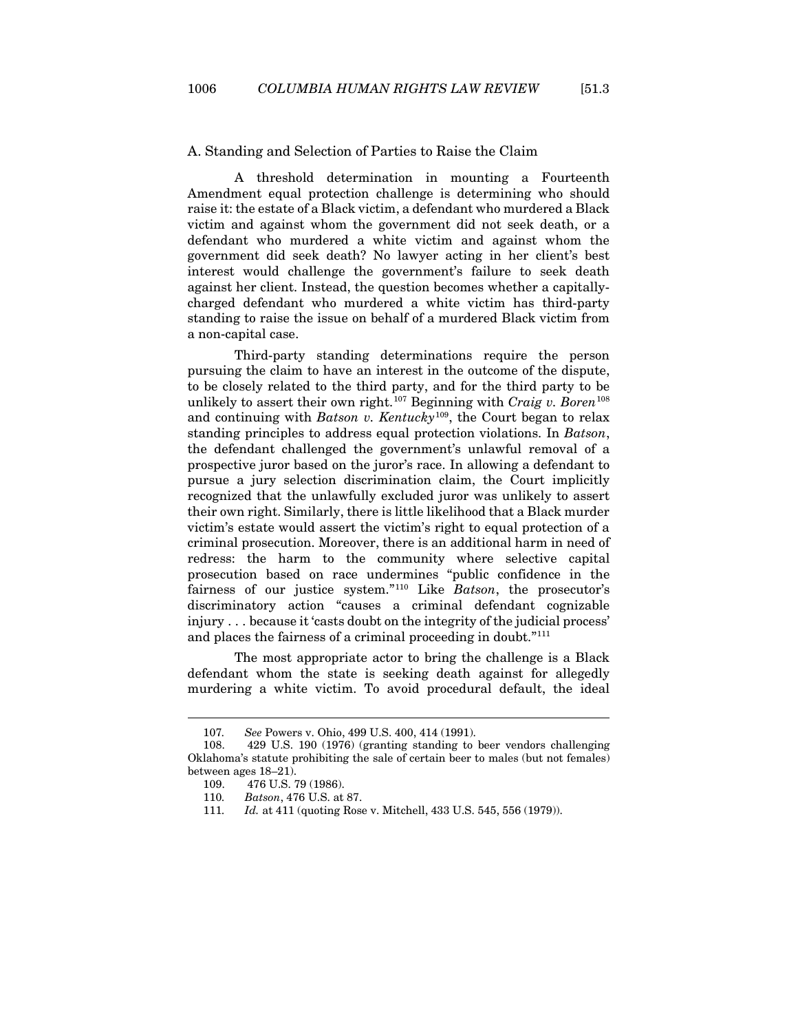### A. Standing and Selection of Parties to Raise the Claim

A threshold determination in mounting a Fourteenth Amendment equal protection challenge is determining who should raise it: the estate of a Black victim, a defendant who murdered a Black victim and against whom the government did not seek death, or a defendant who murdered a white victim and against whom the government did seek death? No lawyer acting in her client's best interest would challenge the government's failure to seek death against her client. Instead, the question becomes whether a capitally-charged defendant who murdered a white victim has third-party standing to raise the issue on behalf of a murdered Black victim from a non-capital case.

Third-party standing determinations require the person pursuing the claim to have an interest in the outcome of the dispute, to be closely related to the third party, and for the third party to be unlikely to assert their own right.[107] Beginning with *Craig v. Boren*[108] and continuing with *Batson v. Kentucky*[109], the Court began to relax standing principles to address equal protection violations. In *Batson*, the defendant challenged the government's unlawful removal of a prospective juror based on the juror's race. In allowing a defendant to pursue a jury selection discrimination claim, the Court implicitly recognized that the unlawfully excluded juror was unlikely to assert their own right. Similarly, there is little likelihood that a Black murder victim's estate would assert the victim's right to equal protection of a criminal prosecution. Moreover, there is an additional harm in need of redress: the harm to the community where selective capital prosecution based on race undermines "public confidence in the fairness of our justice system."[110] Like *Batson*, the prosecutor's discriminatory action "causes a criminal defendant cognizable injury . . . because it 'casts doubt on the integrity of the judicial process' and places the fairness of a criminal proceeding in doubt."[111]

The most appropriate actor to bring the challenge is a Black defendant whom the state is seeking death against for allegedly murdering a white victim. To avoid procedural default, the ideal

---

107. *See* Powers v. Ohio, 499 U.S. 400, 414 (1991).

108. 429 U.S. 190 (1976) (granting standing to beer vendors challenging Oklahoma's statute prohibiting the sale of certain beer to males (but not females) between ages 18–21).

109. 476 U.S. 79 (1986).

110. *Batson*, 476 U.S. at 87.

111. *Id.* at 411 (quoting Rose v. Mitchell, 433 U.S. 545, 556 (1979)).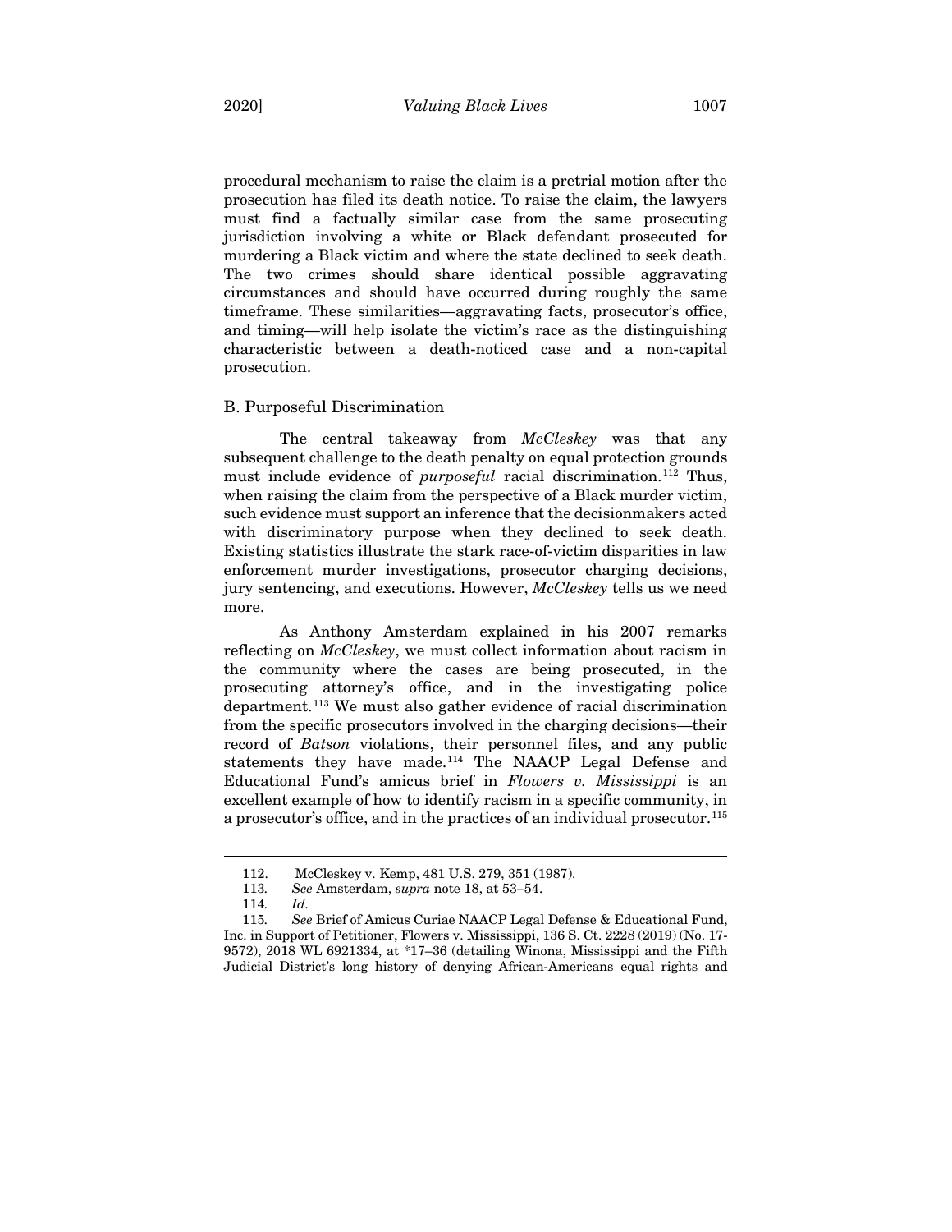procedural mechanism to raise the claim is a pretrial motion after the prosecution has filed its death notice. To raise the claim, the lawyers must find a factually similar case from the same prosecuting jurisdiction involving a white or Black defendant prosecuted for murdering a Black victim and where the state declined to seek death. The two crimes should share identical possible aggravating circumstances and should have occurred during roughly the same timeframe. These similarities—aggravating facts, prosecutor's office, and timing—will help isolate the victim's race as the distinguishing characteristic between a death-noticed case and a non-capital prosecution.

## B. Purposeful Discrimination

The central takeaway from *McCleskey* was that any subsequent challenge to the death penalty on equal protection grounds must include evidence of *purposeful* racial discrimination.[112] Thus, when raising the claim from the perspective of a Black murder victim, such evidence must support an inference that the decisionmakers acted with discriminatory purpose when they declined to seek death. Existing statistics illustrate the stark race-of-victim disparities in law enforcement murder investigations, prosecutor charging decisions, jury sentencing, and executions. However, *McCleskey* tells us we need more.

As Anthony Amsterdam explained in his 2007 remarks reflecting on *McCleskey*, we must collect information about racism in the community where the cases are being prosecuted, in the prosecuting attorney's office, and in the investigating police department.[113] We must also gather evidence of racial discrimination from the specific prosecutors involved in the charging decisions—their record of *Batson* violations, their personnel files, and any public statements they have made.[114] The NAACP Legal Defense and Educational Fund's amicus brief in *Flowers v. Mississippi* is an excellent example of how to identify racism in a specific community, in a prosecutor's office, and in the practices of an individual prosecutor.[115]

---

112. McCleskey v. Kemp, 481 U.S. 279, 351 (1987).

113. *See* Amsterdam, *supra* note 18, at 53–54.

114. *Id.*

115. *See* Brief of Amicus Curiae NAACP Legal Defense & Educational Fund, Inc. in Support of Petitioner, Flowers v. Mississippi, 136 S. Ct. 2228 (2019) (No. 17-9572), 2018 WL 6921334, at *17–36 (detailing Winona, Mississippi and the Fifth Judicial District's long history of denying African-Americans equal rights and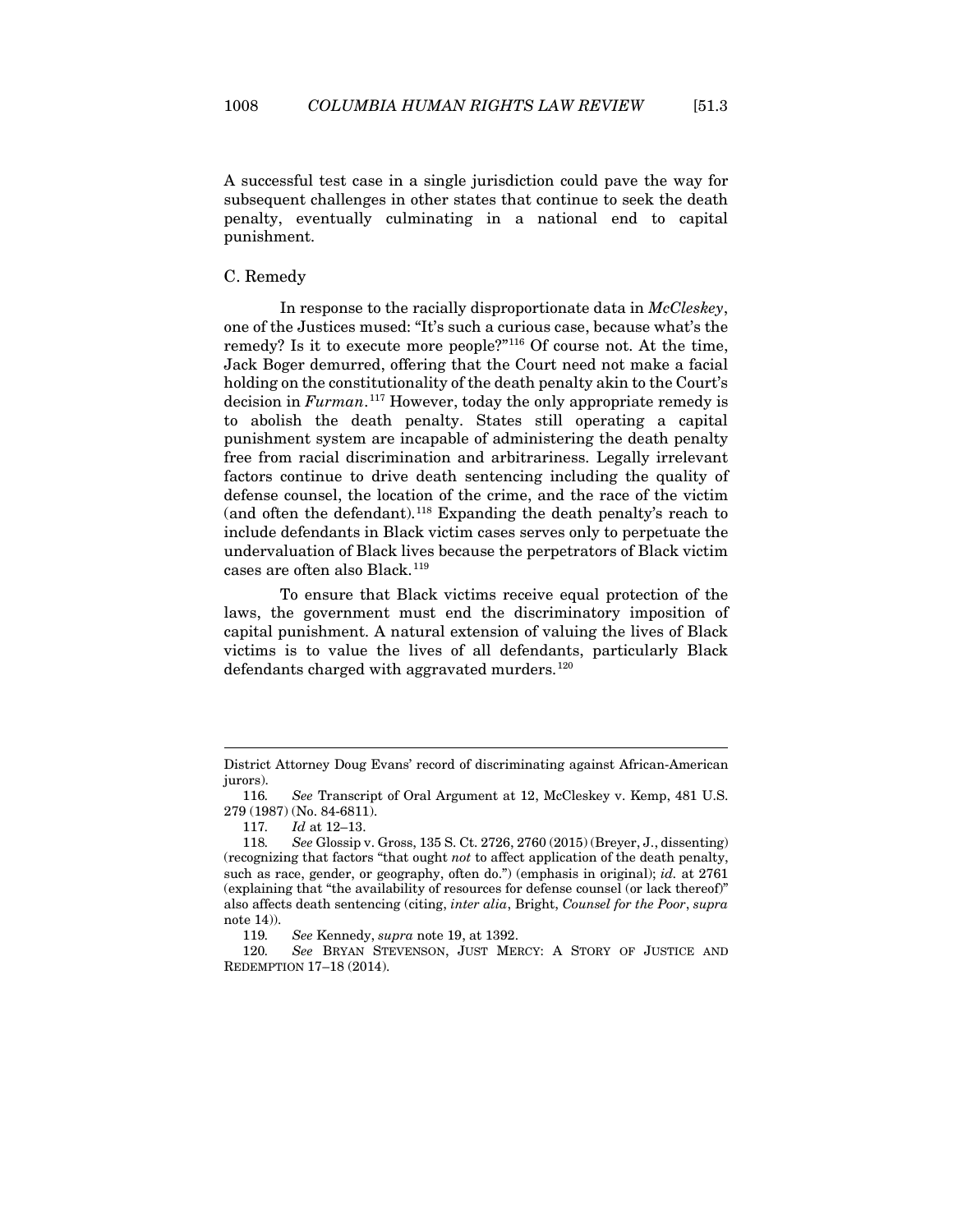A successful test case in a single jurisdiction could pave the way for subsequent challenges in other states that continue to seek the death penalty, eventually culminating in a national end to capital punishment.

### C. Remedy

In response to the racially disproportionate data in *McCleskey*, one of the Justices mused: "It's such a curious case, because what's the remedy? Is it to execute more people?"[116] Of course not. At the time, Jack Boger demurred, offering that the Court need not make a facial holding on the constitutionality of the death penalty akin to the Court's decision in *Furman*.[117] However, today the only appropriate remedy is to abolish the death penalty. States still operating a capital punishment system are incapable of administering the death penalty free from racial discrimination and arbitrariness. Legally irrelevant factors continue to drive death sentencing including the quality of defense counsel, the location of the crime, and the race of the victim (and often the defendant).[118] Expanding the death penalty's reach to include defendants in Black victim cases serves only to perpetuate the undervaluation of Black lives because the perpetrators of Black victim cases are often also Black.[119]

To ensure that Black victims receive equal protection of the laws, the government must end the discriminatory imposition of capital punishment. A natural extension of valuing the lives of Black victims is to value the lives of all defendants, particularly Black defendants charged with aggravated murders.[120]

---

District Attorney Doug Evans' record of discriminating against African-American jurors).

116. *See* Transcript of Oral Argument at 12, McCleskey v. Kemp, 481 U.S. 279 (1987) (No. 84-6811).

117. *Id* at 12–13.

118. *See* Glossip v. Gross, 135 S. Ct. 2726, 2760 (2015) (Breyer, J., dissenting) (recognizing that factors "that ought *not* to affect application of the death penalty, such as race, gender, or geography, often do.") (emphasis in original); *id.* at 2761 (explaining that "the availability of resources for defense counsel (or lack thereof)" also affects death sentencing (citing, *inter alia*, Bright, *Counsel for the Poor*, *supra* note 14)).

119. *See* Kennedy, *supra* note 19, at 1392.

120. *See* BRYAN STEVENSON, JUST MERCY: A STORY OF JUSTICE AND REDEMPTION 17–18 (2014).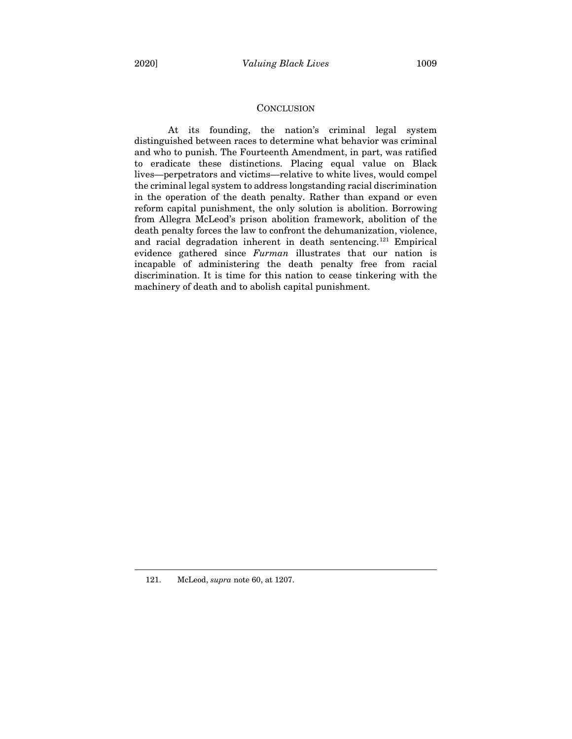## CONCLUSION

At its founding, the nation's criminal legal system distinguished between races to determine what behavior was criminal and who to punish. The Fourteenth Amendment, in part, was ratified to eradicate these distinctions. Placing equal value on Black lives—perpetrators and victims—relative to white lives, would compel the criminal legal system to address longstanding racial discrimination in the operation of the death penalty. Rather than expand or even reform capital punishment, the only solution is abolition. Borrowing from Allegra McLeod's prison abolition framework, abolition of the death penalty forces the law to confront the dehumanization, violence, and racial degradation inherent in death sentencing.[121] Empirical evidence gathered since *Furman* illustrates that our nation is incapable of administering the death penalty free from racial discrimination. It is time for this nation to cease tinkering with the machinery of death and to abolish capital punishment.

---

121. McLeod, *supra* note 60, at 1207.